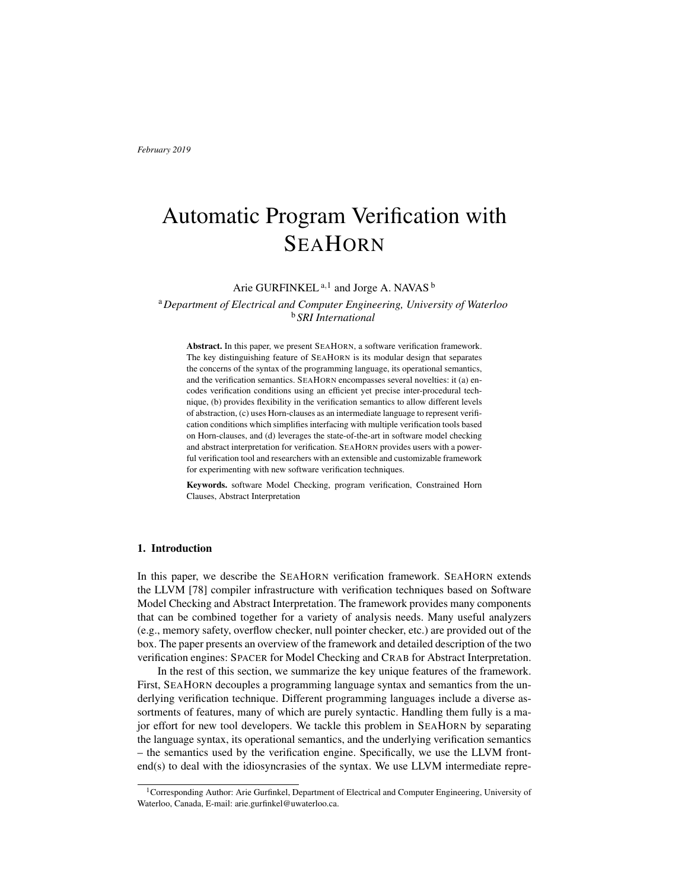February 2019

# Automatic Program Verification with SeaHorn

Arie GURFINKEL [a,1] and Jorge A. NAVAS [b]

[a] *Department of Electrical and Computer Engineering, University of Waterloo*
[b] *SRI International*

**Abstract.** In this paper, we present SeaHorn, a software verification framework. The key distinguishing feature of SeaHorn is its modular design that separates the concerns of the syntax of the programming language, its operational semantics, and the verification semantics. SeaHorn encompasses several novelties: it (a) encodes verification conditions using an efficient yet precise inter-procedural technique, (b) provides flexibility in the verification semantics to allow different levels of abstraction, (c) uses Horn-clauses as an intermediate language to represent verification conditions which simplifies interfacing with multiple verification tools based on Horn-clauses, and (d) leverages the state-of-the-art in software model checking and abstract interpretation for verification. SeaHorn provides users with a powerful verification tool and researchers with an extensible and customizable framework for experimenting with new software verification techniques.

**Keywords.** software Model Checking, program verification, Constrained Horn Clauses, Abstract Interpretation

## 1. Introduction

In this paper, we describe the SeaHorn verification framework. SeaHorn extends the LLVM [78] compiler infrastructure with verification techniques based on Software Model Checking and Abstract Interpretation. The framework provides many components that can be combined together for a variety of analysis needs. Many useful analyzers (e.g., memory safety, overflow checker, null pointer checker, etc.) are provided out of the box. The paper presents an overview of the framework and detailed description of the two verification engines: Spacer for Model Checking and Crab for Abstract Interpretation.

In the rest of this section, we summarize the key unique features of the framework. First, SeaHorn decouples a programming language syntax and semantics from the underlying verification technique. Different programming languages include a diverse assortments of features, many of which are purely syntactic. Handling them fully is a major effort for new tool developers. We tackle this problem in SeaHorn by separating the language syntax, its operational semantics, and the underlying verification semantics – the semantics used by the verification engine. Specifically, we use the LLVM front-end(s) to deal with the idiosyncrasies of the syntax. We use LLVM intermediate repre-

[1] Corresponding Author: Arie Gurfinkel, Department of Electrical and Computer Engineering, University of Waterloo, Canada, E-mail: arie.gurfinkel@uwaterloo.ca.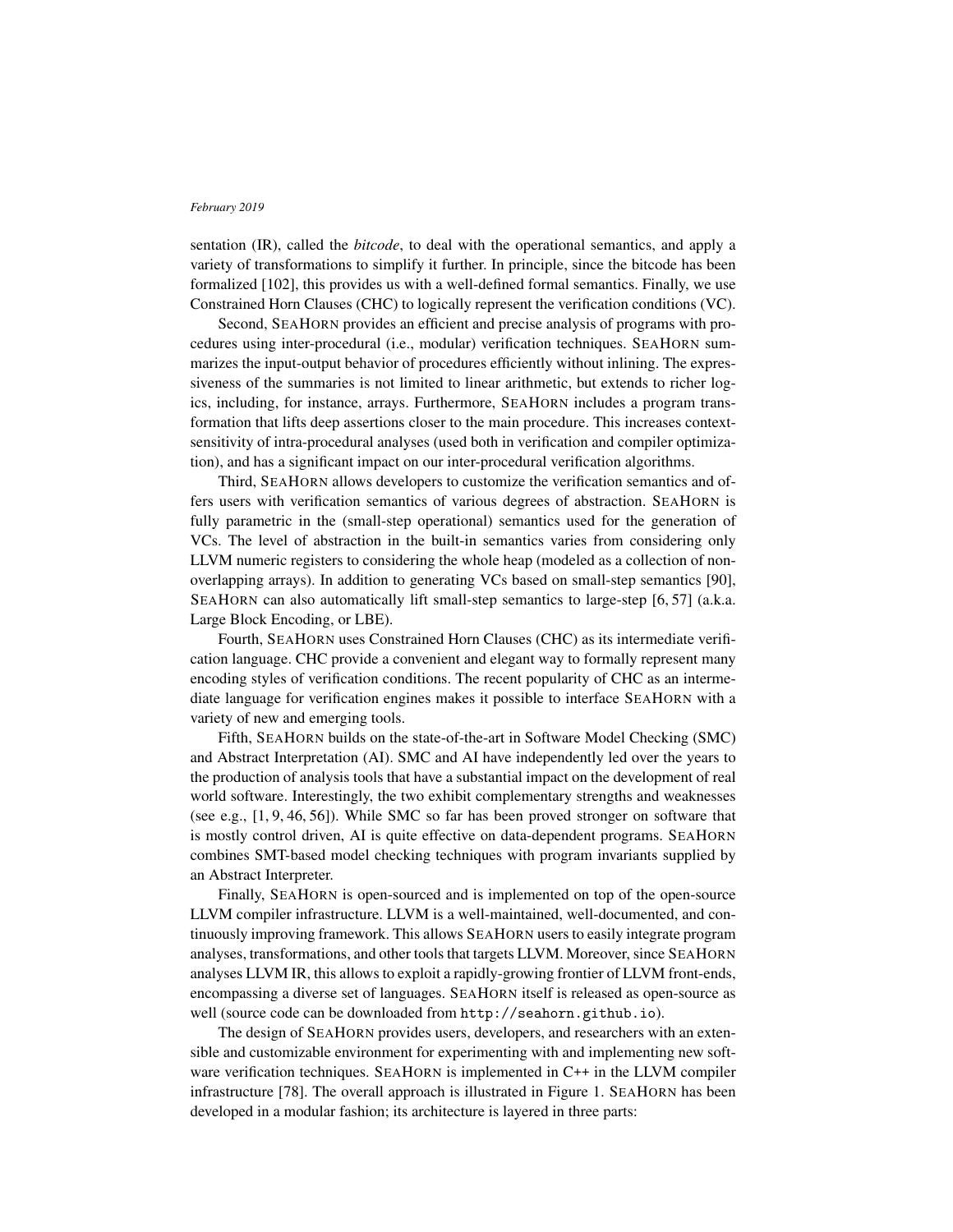sentation (IR), called the *bitcode*, to deal with the operational semantics, and apply a variety of transformations to simplify it further. In principle, since the bitcode has been formalized [102], this provides us with a well-defined formal semantics. Finally, we use Constrained Horn Clauses (CHC) to logically represent the verification conditions (VC).

Second, SEAHORN provides an efficient and precise analysis of programs with procedures using inter-procedural (i.e., modular) verification techniques. SEAHORN summarizes the input-output behavior of procedures efficiently without inlining. The expressiveness of the summaries is not limited to linear arithmetic, but extends to richer logics, including, for instance, arrays. Furthermore, SEAHORN includes a program transformation that lifts deep assertions closer to the main procedure. This increases context-sensitivity of intra-procedural analyses (used both in verification and compiler optimization), and has a significant impact on our inter-procedural verification algorithms.

Third, SEAHORN allows developers to customize the verification semantics and offers users with verification semantics of various degrees of abstraction. SEAHORN is fully parametric in the (small-step operational) semantics used for the generation of VCs. The level of abstraction in the built-in semantics varies from considering only LLVM numeric registers to considering the whole heap (modeled as a collection of non-overlapping arrays). In addition to generating VCs based on small-step semantics [90], SEAHORN can also automatically lift small-step semantics to large-step [6, 57] (a.k.a. Large Block Encoding, or LBE).

Fourth, SEAHORN uses Constrained Horn Clauses (CHC) as its intermediate verification language. CHC provide a convenient and elegant way to formally represent many encoding styles of verification conditions. The recent popularity of CHC as an intermediate language for verification engines makes it possible to interface SEAHORN with a variety of new and emerging tools.

Fifth, SEAHORN builds on the state-of-the-art in Software Model Checking (SMC) and Abstract Interpretation (AI). SMC and AI have independently led over the years to the production of analysis tools that have a substantial impact on the development of real world software. Interestingly, the two exhibit complementary strengths and weaknesses (see e.g., [1, 9, 46, 56]). While SMC so far has been proved stronger on software that is mostly control driven, AI is quite effective on data-dependent programs. SEAHORN combines SMT-based model checking techniques with program invariants supplied by an Abstract Interpreter.

Finally, SEAHORN is open-sourced and is implemented on top of the open-source LLVM compiler infrastructure. LLVM is a well-maintained, well-documented, and continuously improving framework. This allows SEAHORN users to easily integrate program analyses, transformations, and other tools that targets LLVM. Moreover, since SEAHORN analyses LLVM IR, this allows to exploit a rapidly-growing frontier of LLVM front-ends, encompassing a diverse set of languages. SEAHORN itself is released as open-source as well (source code can be downloaded from `http://seahorn.github.io`).

The design of SEAHORN provides users, developers, and researchers with an extensible and customizable environment for experimenting with and implementing new software verification techniques. SEAHORN is implemented in C++ in the LLVM compiler infrastructure [78]. The overall approach is illustrated in Figure 1. SEAHORN has been developed in a modular fashion; its architecture is layered in three parts: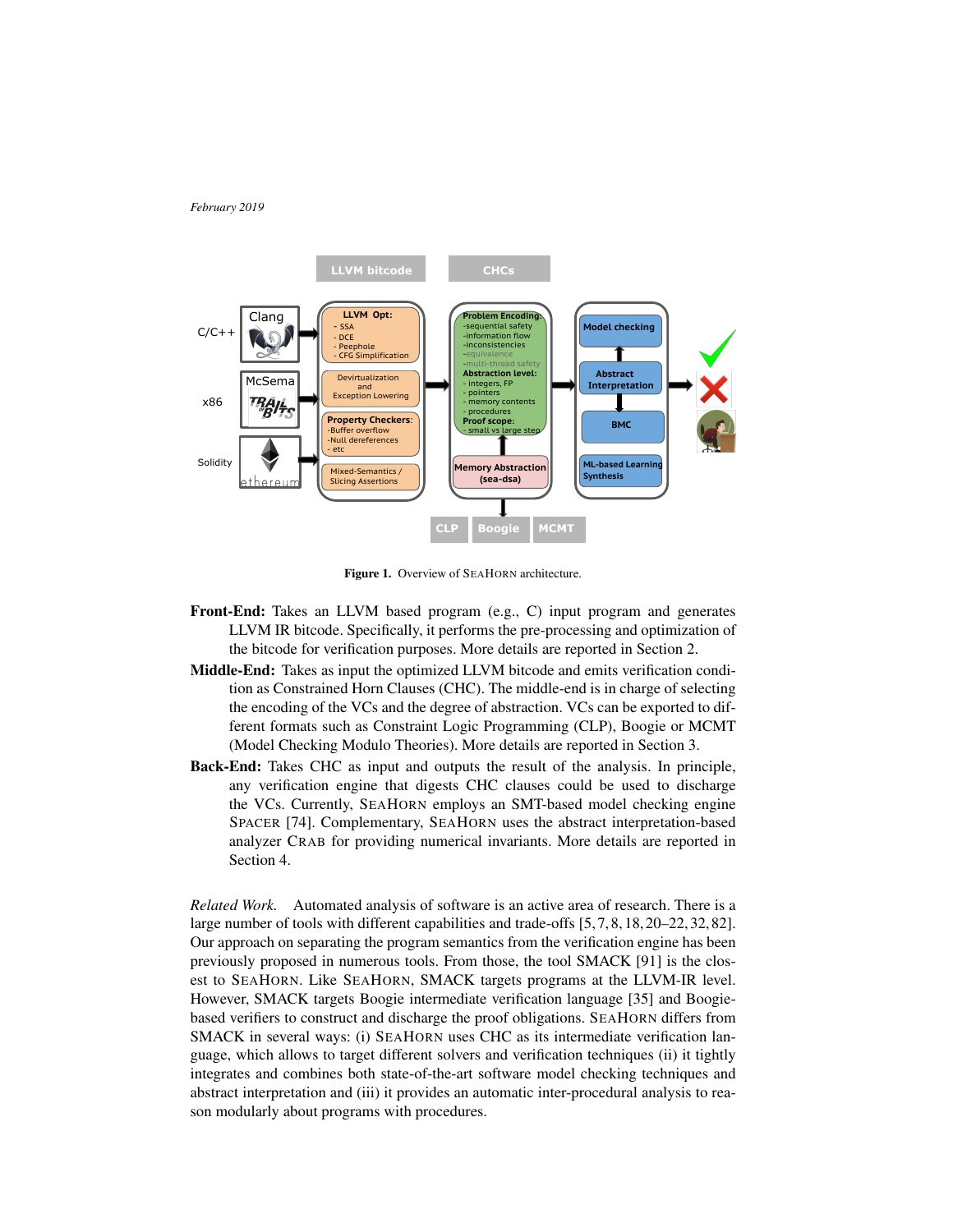February 2019

Figure 1. Overview of SeaHorn architecture.

**Front-End:** Takes an LLVM based program (e.g., C) input program and generates LLVM IR bitcode. Specifically, it performs the pre-processing and optimization of the bitcode for verification purposes. More details are reported in Section 2.

**Middle-End:** Takes as input the optimized LLVM bitcode and emits verification condition as Constrained Horn Clauses (CHC). The middle-end is in charge of selecting the encoding of the VCs and the degree of abstraction. VCs can be exported to different formats such as Constraint Logic Programming (CLP), Boogie or MCMT (Model Checking Modulo Theories). More details are reported in Section 3.

**Back-End:** Takes CHC as input and outputs the result of the analysis. In principle, any verification engine that digests CHC clauses could be used to discharge the VCs. Currently, SeaHorn employs an SMT-based model checking engine Spacer [74]. Complementary, SeaHorn uses the abstract interpretation-based analyzer Crab for providing numerical invariants. More details are reported in Section 4.

*Related Work.* Automated analysis of software is an active area of research. There is a large number of tools with different capabilities and trade-offs [5,7,8,18,20–22,32,82]. Our approach on separating the program semantics from the verification engine has been previously proposed in numerous tools. From those, the tool SMACK [91] is the closest to SeaHorn. Like SeaHorn, SMACK targets programs at the LLVM-IR level. However, SMACK targets Boogie intermediate verification language [35] and Boogie-based verifiers to construct and discharge the proof obligations. SeaHorn differs from SMACK in several ways: (i) SeaHorn uses CHC as its intermediate verification language, which allows to target different solvers and verification techniques (ii) it tightly integrates and combines both state-of-the-art software model checking techniques and abstract interpretation and (iii) it provides an automatic inter-procedural analysis to reason modularly about programs with procedures.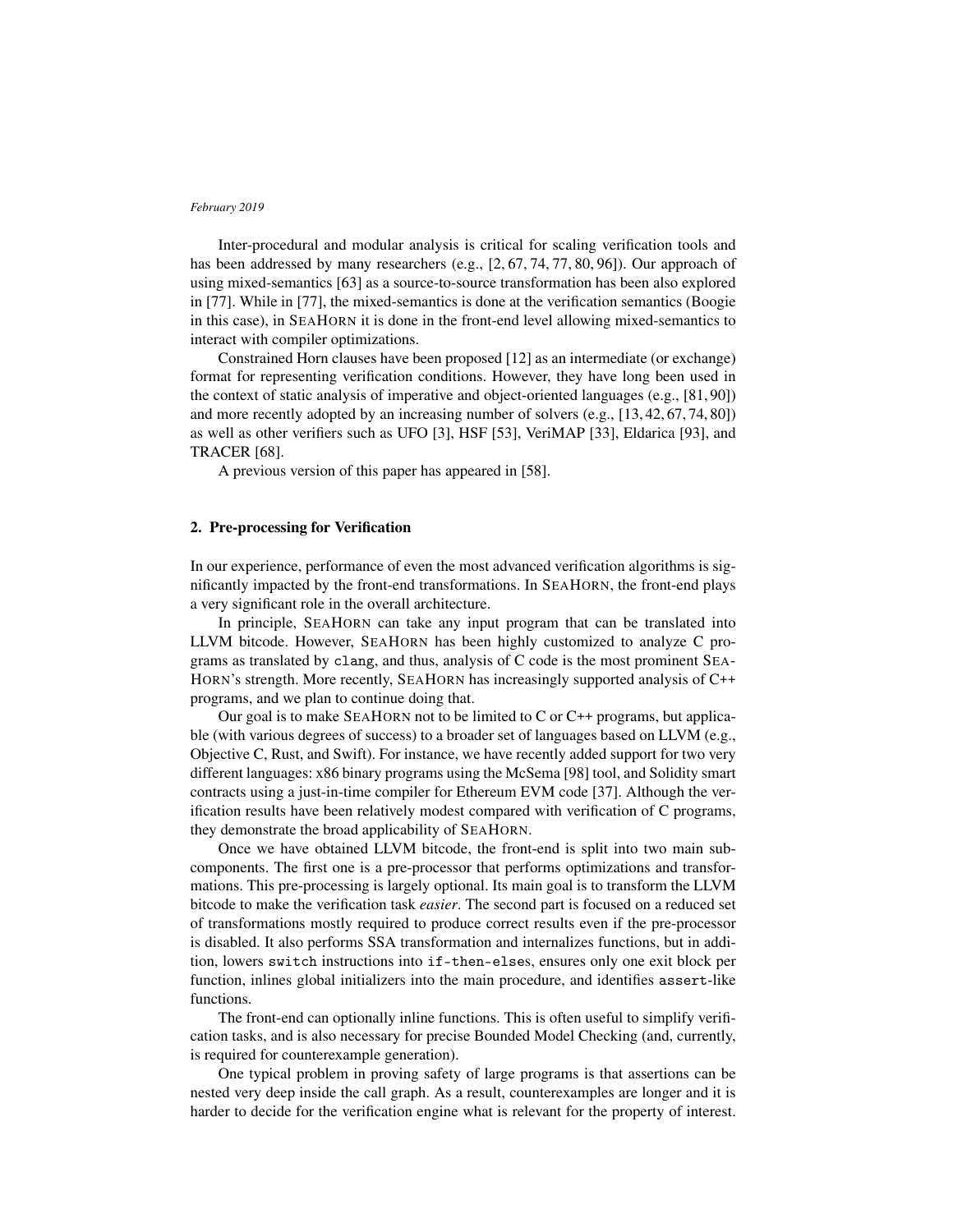Inter-procedural and modular analysis is critical for scaling verification tools and has been addressed by many researchers (e.g., [2, 67, 74, 77, 80, 96]). Our approach of using mixed-semantics [63] as a source-to-source transformation has been also explored in [77]. While in [77], the mixed-semantics is done at the verification semantics (Boogie in this case), in SeaHorn it is done in the front-end level allowing mixed-semantics to interact with compiler optimizations.

Constrained Horn clauses have been proposed [12] as an intermediate (or exchange) format for representing verification conditions. However, they have long been used in the context of static analysis of imperative and object-oriented languages (e.g., [81, 90]) and more recently adopted by an increasing number of solvers (e.g., [13, 42, 67, 74, 80]) as well as other verifiers such as UFO [3], HSF [53], VeriMAP [33], Eldarica [93], and TRACER [68].

A previous version of this paper has appeared in [58].

## 2. Pre-processing for Verification

In our experience, performance of even the most advanced verification algorithms is significantly impacted by the front-end transformations. In SeaHorn, the front-end plays a very significant role in the overall architecture.

In principle, SeaHorn can take any input program that can be translated into LLVM bitcode. However, SeaHorn has been highly customized to analyze C programs as translated by `clang`, and thus, analysis of C code is the most prominent SeaHorn's strength. More recently, SeaHorn has increasingly supported analysis of C++ programs, and we plan to continue doing that.

Our goal is to make SeaHorn not to be limited to C or C++ programs, but applicable (with various degrees of success) to a broader set of languages based on LLVM (e.g., Objective C, Rust, and Swift). For instance, we have recently added support for two very different languages: x86 binary programs using the McSema [98] tool, and Solidity smart contracts using a just-in-time compiler for Ethereum EVM code [37]. Although the verification results have been relatively modest compared with verification of C programs, they demonstrate the broad applicability of SeaHorn.

Once we have obtained LLVM bitcode, the front-end is split into two main subcomponents. The first one is a pre-processor that performs optimizations and transformations. This pre-processing is largely optional. Its main goal is to transform the LLVM bitcode to make the verification task *easier*. The second part is focused on a reduced set of transformations mostly required to produce correct results even if the pre-processor is disabled. It also performs SSA transformation and internalizes functions, but in addition, lowers `switch` instructions into `if-then-else`s, ensures only one exit block per function, inlines global initializers into the main procedure, and identifies `assert`-like functions.

The front-end can optionally inline functions. This is often useful to simplify verification tasks, and is also necessary for precise Bounded Model Checking (and, currently, is required for counterexample generation).

One typical problem in proving safety of large programs is that assertions can be nested very deep inside the call graph. As a result, counterexamples are longer and it is harder to decide for the verification engine what is relevant for the property of interest.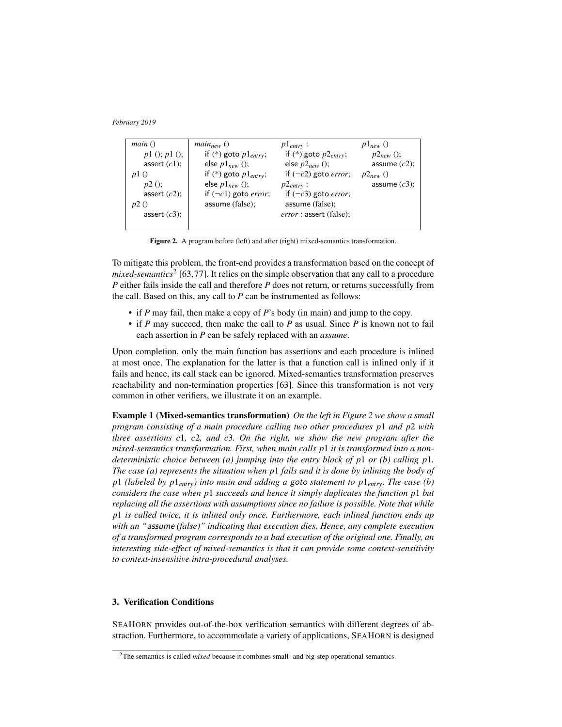| $main$ () | $main_{new}$ () | $p1_{entry}$ : | $p1_{new}$ () |
|---|---|---|---|
| $p1$ (); $p1$ (); | if (*) goto $p1_{entry}$; | if (*) goto $p2_{entry}$; | $p2_{new}$ (); |
| assert ($c1$); | else $p1_{new}$ (); | else $p2_{new}$ (); | assume ($c2$); |
| $p1$ () | if (*) goto $p1_{entry}$; | if ($\neg c2$) goto $error$; | $p2_{new}$ () |
| $p2$ (); | else $p1_{new}$ (); | $p2_{entry}$ : | assume ($c3$); |
| assert ($c2$); | if ($\neg c1$) goto $error$; | if ($\neg c3$) goto $error$; | |
| $p2$ () | assume (false); | assume (false); | |
| assert ($c3$); | | $error$ : assert (false); | |

**Figure 2.** A program before (left) and after (right) mixed-semantics transformation.

To mitigate this problem, the front-end provides a transformation based on the concept of *mixed-semantics*[2] [63, 77]. It relies on the simple observation that any call to a procedure *P* either fails inside the call and therefore *P* does not return, or returns successfully from the call. Based on this, any call to *P* can be instrumented as follows:

- if *P* may fail, then make a copy of *P*'s body (in main) and jump to the copy.
- if *P* may succeed, then make the call to *P* as usual. Since *P* is known not to fail each assertion in *P* can be safely replaced with an *assume*.

Upon completion, only the main function has assertions and each procedure is inlined at most once. The explanation for the latter is that a function call is inlined only if it fails and hence, its call stack can be ignored. Mixed-semantics transformation preserves reachability and non-termination properties [63]. Since this transformation is not very common in other verifiers, we illustrate it on an example.

**Example 1 (Mixed-semantics transformation)** *On the left in Figure 2 we show a small program consisting of a main procedure calling two other procedures $p1$ and $p2$ with three assertions $c1$, $c2$, and $c3$. On the right, we show the new program after the mixed-semantics transformation. First, when main calls $p1$ it is transformed into a non-deterministic choice between (a) jumping into the entry block of $p1$ or (b) calling $p1$. The case (a) represents the situation when $p1$ fails and it is done by inlining the body of $p1$ (labeled by $p1_{entry}$) into main and adding a* goto *statement to $p1_{entry}$. The case (b) considers the case when $p1$ succeeds and hence it simply duplicates the function $p1$ but replacing all the assertions with assumptions since no failure is possible. Note that while $p1$ is called twice, it is inlined only once. Furthermore, each inlined function ends up with an "*assume *(false)" indicating that execution dies. Hence, any complete execution of a transformed program corresponds to a bad execution of the original one. Finally, an interesting side-effect of mixed-semantics is that it can provide some context-sensitivity to context-insensitive intra-procedural analyses.*

## 3. Verification Conditions

SEAHORN provides out-of-the-box verification semantics with different degrees of abstraction. Furthermore, to accommodate a variety of applications, SEAHORN is designed

[2] The semantics is called *mixed* because it combines small- and big-step operational semantics.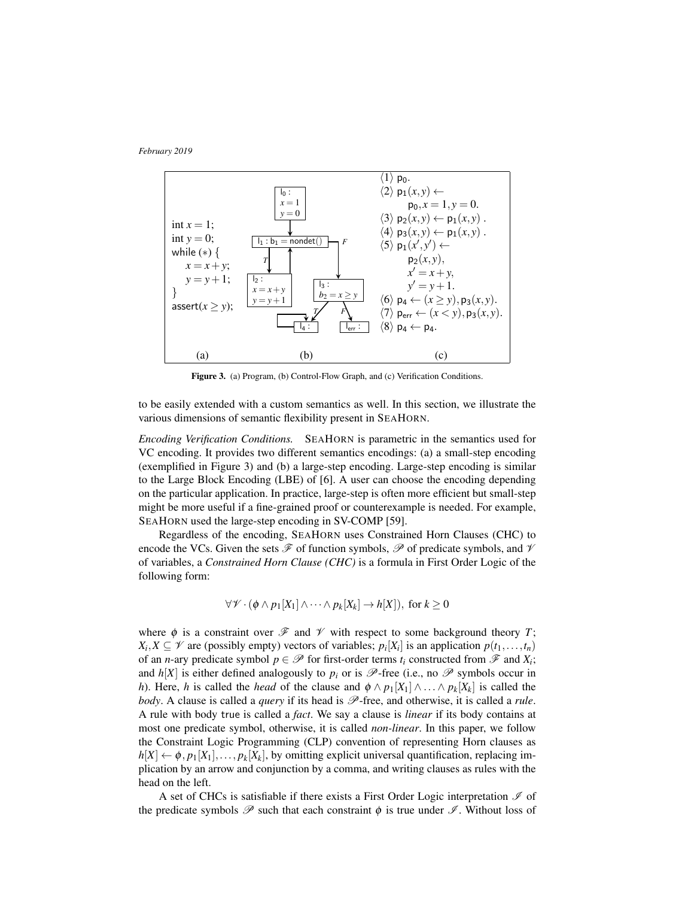```
int x = 1;
int y = 0;
while (*) {
    x = x + y;
    y = y + 1;
}
assert(x ≥ y);
```

(a)

(b) [Control-flow graph: $l_0: x = 1, y = 0$ → $l_1: b_1 = \text{nondet}()$; T → $l_2: x = x + y, y = y + 1$ → back to $l_1$; F → $l_3: b_2 = x \geq y$; T → $l_4$ (self-loop); F → $l_{err}$]

(c)

$\langle 1 \rangle$ $p_0$.
$\langle 2 \rangle$ $p_1(x,y) \leftarrow p_0, x = 1, y = 0.$
$\langle 3 \rangle$ $p_2(x,y) \leftarrow p_1(x,y)$ .
$\langle 4 \rangle$ $p_3(x,y) \leftarrow p_1(x,y)$ .
$\langle 5 \rangle$ $p_1(x',y') \leftarrow p_2(x,y), x' = x+y, y' = y+1.$
$\langle 6 \rangle$ $p_4 \leftarrow (x \geq y), p_3(x,y).$
$\langle 7 \rangle$ $p_{err} \leftarrow (x < y), p_3(x,y).$
$\langle 8 \rangle$ $p_4 \leftarrow p_4.$

**Figure 3.** (a) Program, (b) Control-Flow Graph, and (c) Verification Conditions.

to be easily extended with a custom semantics as well. In this section, we illustrate the various dimensions of semantic flexibility present in SeaHorn.

*Encoding Verification Conditions.* SeaHorn is parametric in the semantics used for VC encoding. It provides two different semantics encodings: (a) a small-step encoding (exemplified in Figure 3) and (b) a large-step encoding. Large-step encoding is similar to the Large Block Encoding (LBE) of [6]. A user can choose the encoding depending on the particular application. In practice, large-step is often more efficient but small-step might be more useful if a fine-grained proof or counterexample is needed. For example, SeaHorn used the large-step encoding in SV-COMP [59].

Regardless of the encoding, SeaHorn uses Constrained Horn Clauses (CHC) to encode the VCs. Given the sets $\mathscr{F}$ of function symbols, $\mathscr{P}$ of predicate symbols, and $\mathscr{V}$ of variables, a *Constrained Horn Clause (CHC)* is a formula in First Order Logic of the following form:

$$\forall \mathscr{V} \cdot (\phi \wedge p_1[X_1] \wedge \cdots \wedge p_k[X_k] \rightarrow h[X]), \text{ for } k \geq 0$$

where $\phi$ is a constraint over $\mathscr{F}$ and $\mathscr{V}$ with respect to some background theory $T$; $X_i, X \subseteq \mathscr{V}$ are (possibly empty) vectors of variables; $p_i[X_i]$ is an application $p(t_1, \ldots, t_n)$ of an $n$-ary predicate symbol $p \in \mathscr{P}$ for first-order terms $t_i$ constructed from $\mathscr{F}$ and $X_i$; and $h[X]$ is either defined analogously to $p_i$ or is $\mathscr{P}$-free (i.e., no $\mathscr{P}$ symbols occur in $h$). Here, $h$ is called the *head* of the clause and $\phi \wedge p_1[X_1] \wedge \ldots \wedge p_k[X_k]$ is called the *body*. A clause is called a *query* if its head is $\mathscr{P}$-free, and otherwise, it is called a *rule*. A rule with body true is called a *fact*. We say a clause is *linear* if its body contains at most one predicate symbol, otherwise, it is called *non-linear*. In this paper, we follow the Constraint Logic Programming (CLP) convention of representing Horn clauses as $h[X] \leftarrow \phi, p_1[X_1], \ldots, p_k[X_k]$, by omitting explicit universal quantification, replacing implication by an arrow and conjunction by a comma, and writing clauses as rules with the head on the left.

A set of CHCs is satisfiable if there exists a First Order Logic interpretation $\mathscr{I}$ of the predicate symbols $\mathscr{P}$ such that each constraint $\phi$ is true under $\mathscr{I}$. Without loss of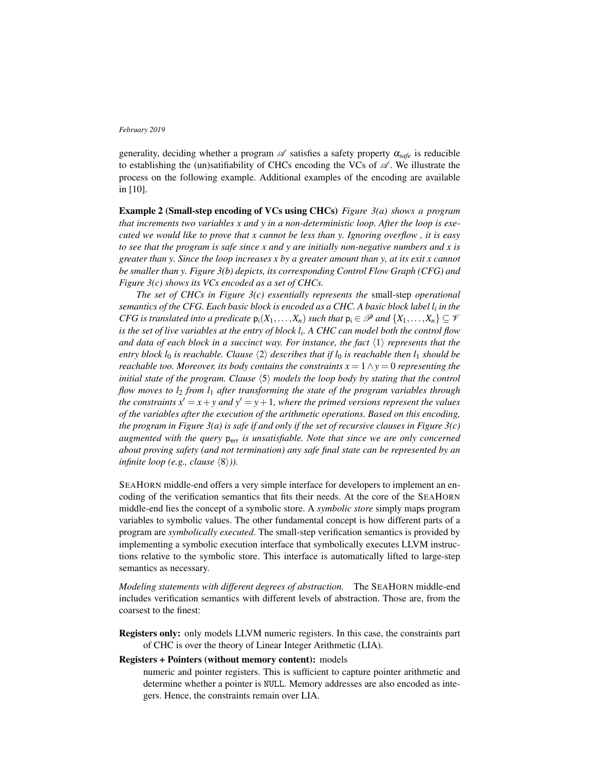generality, deciding whether a program $\mathscr{A}$ satisfies a safety property $\alpha_{safe}$ is reducible to establishing the (un)satifiability of CHCs encoding the VCs of $\mathscr{A}$. We illustrate the process on the following example. Additional examples of the encoding are available in [10].

**Example 2 (Small-step encoding of VCs using CHCs)** *Figure 3(a) shows a program that increments two variables x and y in a non-deterministic loop. After the loop is executed we would like to prove that x cannot be less than y. Ignoring overflow , it is easy to see that the program is safe since x and y are initially non-negative numbers and x is greater than y. Since the loop increases x by a greater amount than y, at its exit x cannot be smaller than y. Figure 3(b) depicts, its corresponding Control Flow Graph (CFG) and Figure 3(c) shows its VCs encoded as a set of CHCs.*

*The set of CHCs in Figure 3(c) essentially represents the* small-step *operational semantics of the CFG. Each basic block is encoded as a CHC. A basic block label $l_i$ in the CFG is translated into a predicate $\mathsf{p_i}(X_1,\ldots,X_n)$ such that $\mathsf{p_i} \in \mathscr{P}$ and $\{X_1,\ldots,X_n\} \subseteq \mathscr{V}$ is the set of live variables at the entry of block $l_i$. A CHC can model both the control flow and data of each block in a succinct way. For instance, the fact $\langle 1 \rangle$ represents that the entry block $l_0$ is reachable. Clause $\langle 2 \rangle$ describes that if $l_0$ is reachable then $l_1$ should be reachable too. Moreover, its body contains the constraints $x = 1 \wedge y = 0$ representing the initial state of the program. Clause $\langle 5 \rangle$ models the loop body by stating that the control flow moves to $l_2$ from $l_1$ after transforming the state of the program variables through the constraints $x' = x+y$ and $y' = y+1$, where the primed versions represent the values of the variables after the execution of the arithmetic operations. Based on this encoding, the program in Figure 3(a) is safe if and only if the set of recursive clauses in Figure 3(c) augmented with the query $\mathsf{p_{err}}$ is unsatisfiable. Note that since we are only concerned about proving safety (and not termination) any safe final state can be represented by an infinite loop (e.g., clause $\langle 8 \rangle$)).*

SEAHORN middle-end offers a very simple interface for developers to implement an encoding of the verification semantics that fits their needs. At the core of the SEAHORN middle-end lies the concept of a symbolic store. A *symbolic store* simply maps program variables to symbolic values. The other fundamental concept is how different parts of a program are *symbolically executed*. The small-step verification semantics is provided by implementing a symbolic execution interface that symbolically executes LLVM instructions relative to the symbolic store. This interface is automatically lifted to large-step semantics as necessary.

*Modeling statements with different degrees of abstraction.* The SEAHORN middle-end includes verification semantics with different levels of abstraction. Those are, from the coarsest to the finest:

**Registers only:** only models LLVM numeric registers. In this case, the constraints part of CHC is over the theory of Linear Integer Arithmetic (LIA).

**Registers + Pointers (without memory content):** models numeric and pointer registers. This is sufficient to capture pointer arithmetic and determine whether a pointer is NULL. Memory addresses are also encoded as integers. Hence, the constraints remain over LIA.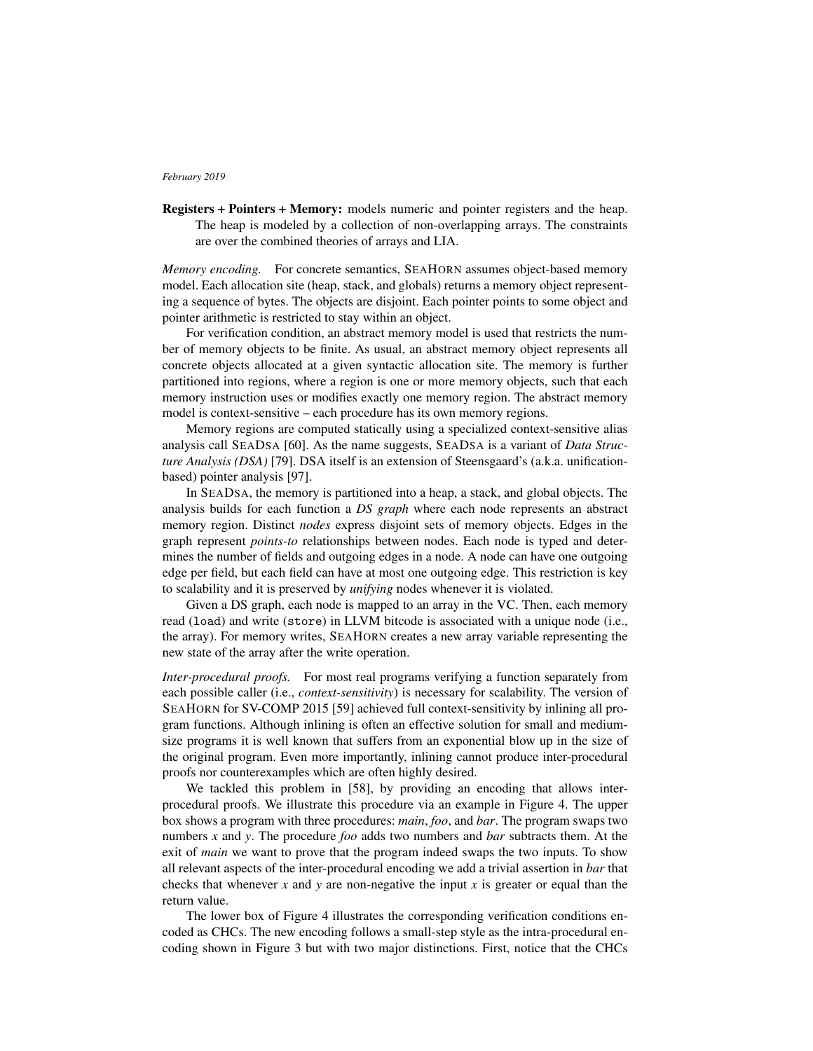**Registers + Pointers + Memory:** models numeric and pointer registers and the heap. The heap is modeled by a collection of non-overlapping arrays. The constraints are over the combined theories of arrays and LIA.

*Memory encoding.* For concrete semantics, SEAHORN assumes object-based memory model. Each allocation site (heap, stack, and globals) returns a memory object representing a sequence of bytes. The objects are disjoint. Each pointer points to some object and pointer arithmetic is restricted to stay within an object.

For verification condition, an abstract memory model is used that restricts the number of memory objects to be finite. As usual, an abstract memory object represents all concrete objects allocated at a given syntactic allocation site. The memory is further partitioned into regions, where a region is one or more memory objects, such that each memory instruction uses or modifies exactly one memory region. The abstract memory model is context-sensitive – each procedure has its own memory regions.

Memory regions are computed statically using a specialized context-sensitive alias analysis call SEADSA [60]. As the name suggests, SEADSA is a variant of *Data Structure Analysis (DSA)* [79]. DSA itself is an extension of Steensgaard's (a.k.a. unification-based) pointer analysis [97].

In SEADSA, the memory is partitioned into a heap, a stack, and global objects. The analysis builds for each function a *DS graph* where each node represents an abstract memory region. Distinct *nodes* express disjoint sets of memory objects. Edges in the graph represent *points-to* relationships between nodes. Each node is typed and determines the number of fields and outgoing edges in a node. A node can have one outgoing edge per field, but each field can have at most one outgoing edge. This restriction is key to scalability and it is preserved by *unifying* nodes whenever it is violated.

Given a DS graph, each node is mapped to an array in the VC. Then, each memory read (`load`) and write (`store`) in LLVM bitcode is associated with a unique node (i.e., the array). For memory writes, SEAHORN creates a new array variable representing the new state of the array after the write operation.

*Inter-procedural proofs.* For most real programs verifying a function separately from each possible caller (i.e., *context-sensitivity*) is necessary for scalability. The version of SEAHORN for SV-COMP 2015 [59] achieved full context-sensitivity by inlining all program functions. Although inlining is often an effective solution for small and medium-size programs it is well known that suffers from an exponential blow up in the size of the original program. Even more importantly, inlining cannot produce inter-procedural proofs nor counterexamples which are often highly desired.

We tackled this problem in [58], by providing an encoding that allows inter-procedural proofs. We illustrate this procedure via an example in Figure 4. The upper box shows a program with three procedures: *main*, *foo*, and *bar*. The program swaps two numbers $x$ and $y$. The procedure *foo* adds two numbers and *bar* subtracts them. At the exit of *main* we want to prove that the program indeed swaps the two inputs. To show all relevant aspects of the inter-procedural encoding we add a trivial assertion in *bar* that checks that whenever $x$ and $y$ are non-negative the input $x$ is greater or equal than the return value.

The lower box of Figure 4 illustrates the corresponding verification conditions encoded as CHCs. The new encoding follows a small-step style as the intra-procedural encoding shown in Figure 3 but with two major distinctions. First, notice that the CHCs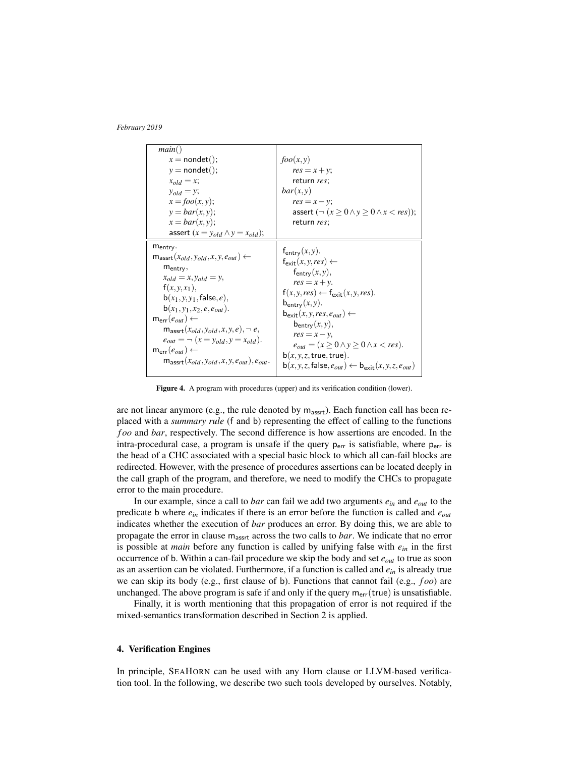| | |
|---|---|
| $main()$<br>$x = \mathsf{nondet}();$<br>$y = \mathsf{nondet}();$<br>$x_{old} = x;$<br>$y_{old} = y;$<br>$x = foo(x,y);$<br>$y = bar(x,y);$<br>$x = bar(x,y);$<br>$\mathsf{assert}\ (x = y_{old} \wedge y = x_{old});$ | $foo(x,y)$<br>$res = x + y;$<br>$\mathsf{return}\ res;$<br>$bar(x,y)$<br>$res = x - y;$<br>$\mathsf{assert}\ (\neg\ (x \geq 0 \wedge y \geq 0 \wedge x < res));$<br>$\mathsf{return}\ res;$ |
| $\mathsf{m}_{\mathsf{entry}}.$<br>$\mathsf{m}_{\mathsf{assrt}}(x_{old}, y_{old}, x, y, e_{out}) \leftarrow$<br>$\mathsf{m}_{\mathsf{entry}},$<br>$x_{old} = x, y_{old} = y,$<br>$\mathsf{f}(x, y, x_1),$<br>$\mathsf{b}(x_1, y, y_1, \mathsf{false}, e),$<br>$\mathsf{b}(x_1, y_1, x_2, e, e_{out}).$<br>$\mathsf{m}_{\mathsf{err}}(e_{out}) \leftarrow$<br>$\mathsf{m}_{\mathsf{assrt}}(x_{old}, y_{old}, x, y, e), \neg\, e,$<br>$e_{out} = \neg\ (x = y_{old}, y = x_{old}).$<br>$\mathsf{m}_{\mathsf{err}}(e_{out}) \leftarrow$<br>$\mathsf{m}_{\mathsf{assrt}}(x_{old}, y_{old}, x, y, e_{out}), e_{out}.$ | $\mathsf{f}_{\mathsf{entry}}(x,y).$<br>$\mathsf{f}_{\mathsf{exit}}(x,y,res) \leftarrow$<br>$\mathsf{f}_{\mathsf{entry}}(x,y),$<br>$res = x + y.$<br>$\mathsf{f}(x,y,res) \leftarrow \mathsf{f}_{\mathsf{exit}}(x,y,res).$<br>$\mathsf{b}_{\mathsf{entry}}(x,y).$<br>$\mathsf{b}_{\mathsf{exit}}(x,y,res,e_{out}) \leftarrow$<br>$\mathsf{b}_{\mathsf{entry}}(x,y),$<br>$res = x - y,$<br>$e_{out} = (x \geq 0 \wedge y \geq 0 \wedge x < res).$<br>$\mathsf{b}(x,y,z,\mathsf{true},\mathsf{true}).$<br>$\mathsf{b}(x,y,z,\mathsf{false},e_{out}) \leftarrow \mathsf{b}_{\mathsf{exit}}(x,y,z,e_{out})$ |

**Figure 4.** A program with procedures (upper) and its verification condition (lower).

are not linear anymore (e.g., the rule denoted by $\mathsf{m}_{\mathsf{assrt}}$). Each function call has been replaced with a *summary rule* ($\mathsf{f}$ and $\mathsf{b}$) representing the effect of calling to the functions *foo* and *bar*, respectively. The second difference is how assertions are encoded. In the intra-procedural case, a program is unsafe if the query $\mathsf{p}_{\mathsf{err}}$ is satisfiable, where $\mathsf{p}_{\mathsf{err}}$ is the head of a CHC associated with a special basic block to which all can-fail blocks are redirected. However, with the presence of procedures assertions can be located deeply in the call graph of the program, and therefore, we need to modify the CHCs to propagate error to the main procedure.

In our example, since a call to *bar* can fail we add two arguments $e_{in}$ and $e_{out}$ to the predicate $\mathsf{b}$ where $e_{in}$ indicates if there is an error before the function is called and $e_{out}$ indicates whether the execution of *bar* produces an error. By doing this, we are able to propagate the error in clause $\mathsf{m}_{\mathsf{assrt}}$ across the two calls to *bar*. We indicate that no error is possible at *main* before any function is called by unifying $\mathsf{false}$ with $e_{in}$ in the first occurrence of $\mathsf{b}$. Within a can-fail procedure we skip the body and set $e_{out}$ to true as soon as an assertion can be violated. Furthermore, if a function is called and $e_{in}$ is already true we can skip its body (e.g., first clause of $\mathsf{b}$). Functions that cannot fail (e.g., *foo*) are unchanged. The above program is safe if and only if the query $\mathsf{m}_{\mathsf{err}}(\mathsf{true})$ is unsatisfiable.

Finally, it is worth mentioning that this propagation of error is not required if the mixed-semantics transformation described in Section 2 is applied.

## 4. Verification Engines

In principle, SeaHorn can be used with any Horn clause or LLVM-based verification tool. In the following, we describe two such tools developed by ourselves. Notably,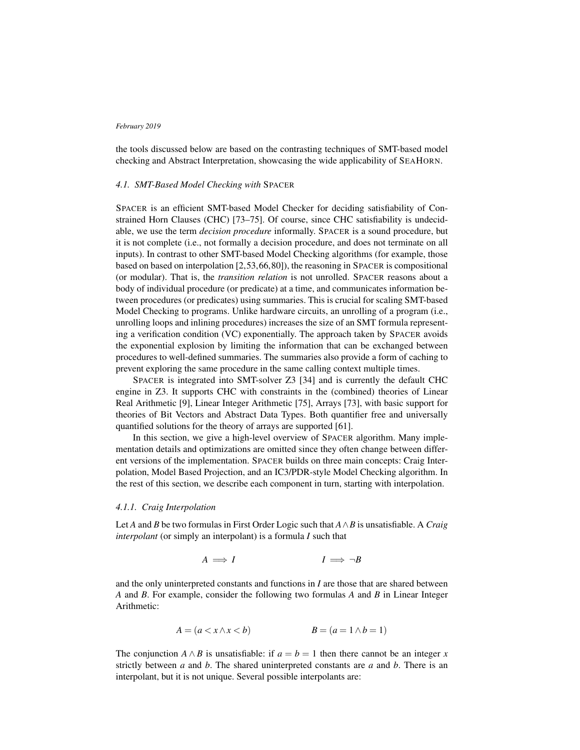the tools discussed below are based on the contrasting techniques of SMT-based model checking and Abstract Interpretation, showcasing the wide applicability of SEAHORN.

### 4.1. SMT-Based Model Checking with SPACER

SPACER is an efficient SMT-based Model Checker for deciding satisfiability of Constrained Horn Clauses (CHC) [73–75]. Of course, since CHC satisfiability is undecidable, we use the term *decision procedure* informally. SPACER is a sound procedure, but it is not complete (i.e., not formally a decision procedure, and does not terminate on all inputs). In contrast to other SMT-based Model Checking algorithms (for example, those based on based on interpolation [2,53,66,80]), the reasoning in SPACER is compositional (or modular). That is, the *transition relation* is not unrolled. SPACER reasons about a body of individual procedure (or predicate) at a time, and communicates information between procedures (or predicates) using summaries. This is crucial for scaling SMT-based Model Checking to programs. Unlike hardware circuits, an unrolling of a program (i.e., unrolling loops and inlining procedures) increases the size of an SMT formula representing a verification condition (VC) exponentially. The approach taken by SPACER avoids the exponential explosion by limiting the information that can be exchanged between procedures to well-defined summaries. The summaries also provide a form of caching to prevent exploring the same procedure in the same calling context multiple times.

SPACER is integrated into SMT-solver Z3 [34] and is currently the default CHC engine in Z3. It supports CHC with constraints in the (combined) theories of Linear Real Arithmetic [9], Linear Integer Arithmetic [75], Arrays [73], with basic support for theories of Bit Vectors and Abstract Data Types. Both quantifier free and universally quantified solutions for the theory of arrays are supported [61].

In this section, we give a high-level overview of SPACER algorithm. Many implementation details and optimizations are omitted since they often change between different versions of the implementation. SPACER builds on three main concepts: Craig Interpolation, Model Based Projection, and an IC3/PDR-style Model Checking algorithm. In the rest of this section, we describe each component in turn, starting with interpolation.

#### 4.1.1. Craig Interpolation

Let $A$ and $B$ be two formulas in First Order Logic such that $A \wedge B$ is unsatisfiable. A *Craig interpolant* (or simply an interpolant) is a formula $I$ such that

$$A \implies I \qquad\qquad I \implies \neg B$$

and the only uninterpreted constants and functions in $I$ are those that are shared between $A$ and $B$. For example, consider the following two formulas $A$ and $B$ in Linear Integer Arithmetic:

$$A = (a < x \wedge x < b) \qquad\qquad B = (a = 1 \wedge b = 1)$$

The conjunction $A \wedge B$ is unsatisfiable: if $a = b = 1$ then there cannot be an integer $x$ strictly between $a$ and $b$. The shared uninterpreted constants are $a$ and $b$. There is an interpolant, but it is not unique. Several possible interpolants are: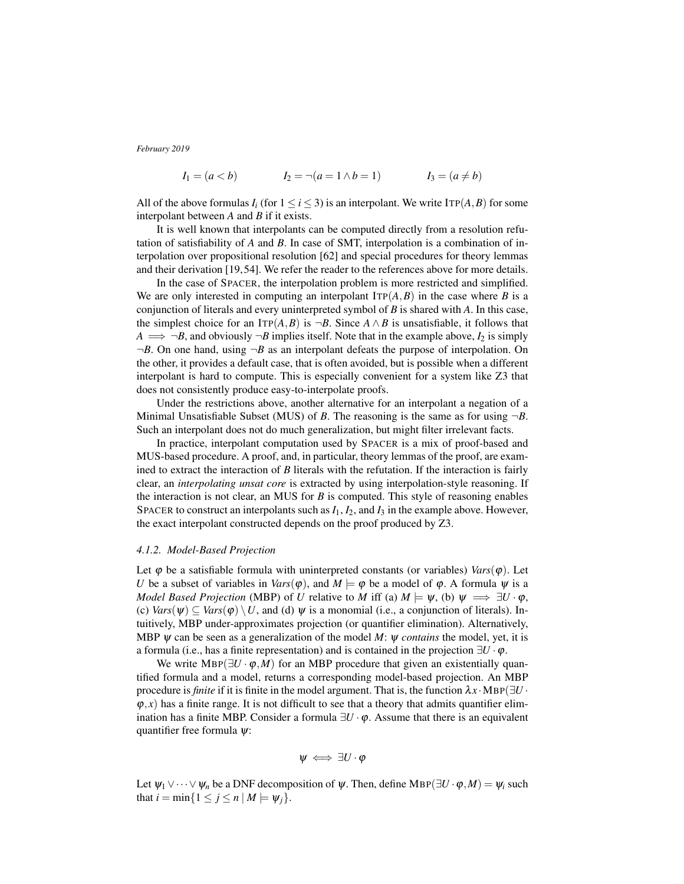$$I_1 = (a < b) \qquad\qquad I_2 = \neg(a = 1 \land b = 1) \qquad\qquad I_3 = (a \neq b)$$

All of the above formulas $I_i$ (for $1 \leq i \leq 3$) is an interpolant. We write $\textsc{Itp}(A,B)$ for some interpolant between $A$ and $B$ if it exists.

It is well known that interpolants can be computed directly from a resolution refutation of satisfiability of $A$ and $B$. In case of SMT, interpolation is a combination of interpolation over propositional resolution [62] and special procedures for theory lemmas and their derivation [19,54]. We refer the reader to the references above for more details.

In the case of SPACER, the interpolation problem is more restricted and simplified. We are only interested in computing an interpolant $\textsc{Itp}(A,B)$ in the case where $B$ is a conjunction of literals and every uninterpreted symbol of $B$ is shared with $A$. In this case, the simplest choice for an $\textsc{Itp}(A,B)$ is $\neg B$. Since $A \land B$ is unsatisfiable, it follows that $A \implies \neg B$, and obviously $\neg B$ implies itself. Note that in the example above, $I_2$ is simply $\neg B$. On one hand, using $\neg B$ as an interpolant defeats the purpose of interpolation. On the other, it provides a default case, that is often avoided, but is possible when a different interpolant is hard to compute. This is especially convenient for a system like Z3 that does not consistently produce easy-to-interpolate proofs.

Under the restrictions above, another alternative for an interpolant a negation of a Minimal Unsatisfiable Subset (MUS) of $B$. The reasoning is the same as for using $\neg B$. Such an interpolant does not do much generalization, but might filter irrelevant facts.

In practice, interpolant computation used by SPACER is a mix of proof-based and MUS-based procedure. A proof, and, in particular, theory lemmas of the proof, are examined to extract the interaction of $B$ literals with the refutation. If the interaction is fairly clear, an *interpolating unsat core* is extracted by using interpolation-style reasoning. If the interaction is not clear, an MUS for $B$ is computed. This style of reasoning enables SPACER to construct an interpolants such as $I_1$, $I_2$, and $I_3$ in the example above. However, the exact interpolant constructed depends on the proof produced by Z3.

### *4.1.2. Model-Based Projection*

Let $\varphi$ be a satisfiable formula with uninterpreted constants (or variables) $\mathit{Vars}(\varphi)$. Let $U$ be a subset of variables in $\mathit{Vars}(\varphi)$, and $M \models \varphi$ be a model of $\varphi$. A formula $\psi$ is a *Model Based Projection* (MBP) of $U$ relative to $M$ iff (a) $M \models \psi$, (b) $\psi \implies \exists U \cdot \varphi$, (c) $\mathit{Vars}(\psi) \subseteq \mathit{Vars}(\varphi) \setminus U$, and (d) $\psi$ is a monomial (i.e., a conjunction of literals). Intuitively, MBP under-approximates projection (or quantifier elimination). Alternatively, MBP $\psi$ can be seen as a generalization of the model $M$: $\psi$ *contains* the model, yet, it is a formula (i.e., has a finite representation) and is contained in the projection $\exists U \cdot \varphi$.

We write $\textsc{Mbp}(\exists U \cdot \varphi, M)$ for an MBP procedure that given an existentially quantified formula and a model, returns a corresponding model-based projection. An MBP procedure is *finite* if it is finite in the model argument. That is, the function $\lambda x \cdot \textsc{Mbp}(\exists U \cdot \varphi, x)$ has a finite range. It is not difficult to see that a theory that admits quantifier elimination has a finite MBP. Consider a formula $\exists U \cdot \varphi$. Assume that there is an equivalent quantifier free formula $\psi$:

$$\psi \iff \exists U \cdot \varphi$$

Let $\psi_1 \lor \cdots \lor \psi_n$ be a DNF decomposition of $\psi$. Then, define $\textsc{Mbp}(\exists U \cdot \varphi, M) = \psi_i$ such that $i = \min\{1 \leq j \leq n \mid M \models \psi_j\}$.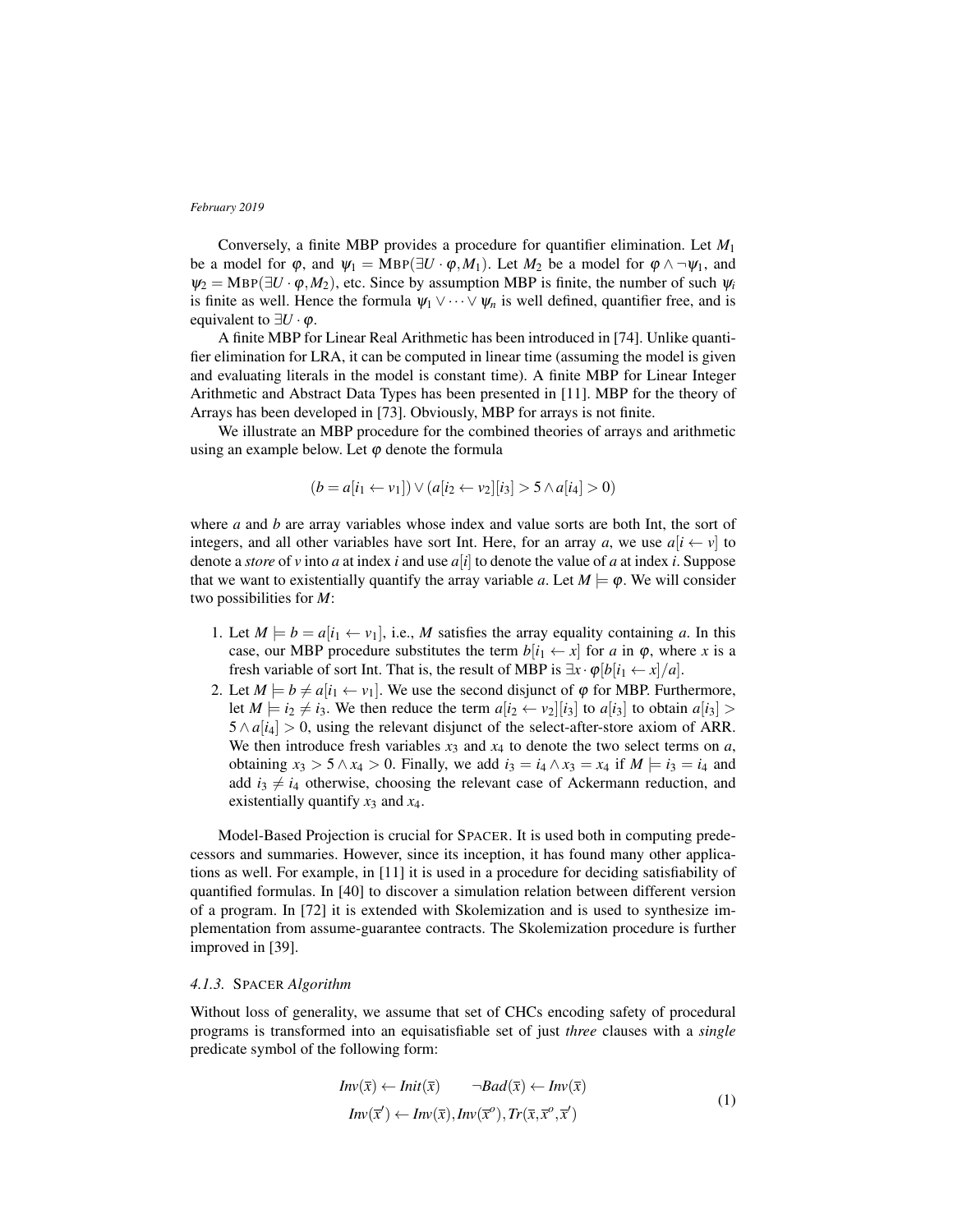Conversely, a finite MBP provides a procedure for quantifier elimination. Let $M_1$ be a model for $\varphi$, and $\psi_1 = \textsc{Mbp}(\exists U \cdot \varphi, M_1)$. Let $M_2$ be a model for $\varphi \wedge \neg\psi_1$, and $\psi_2 = \textsc{Mbp}(\exists U \cdot \varphi, M_2)$, etc. Since by assumption MBP is finite, the number of such $\psi_i$ is finite as well. Hence the formula $\psi_1 \vee \cdots \vee \psi_n$ is well defined, quantifier free, and is equivalent to $\exists U \cdot \varphi$.

A finite MBP for Linear Real Arithmetic has been introduced in [74]. Unlike quantifier elimination for LRA, it can be computed in linear time (assuming the model is given and evaluating literals in the model is constant time). A finite MBP for Linear Integer Arithmetic and Abstract Data Types has been presented in [11]. MBP for the theory of Arrays has been developed in [73]. Obviously, MBP for arrays is not finite.

We illustrate an MBP procedure for the combined theories of arrays and arithmetic using an example below. Let $\varphi$ denote the formula

$$(b = a[i_1 \leftarrow v_1]) \vee (a[i_2 \leftarrow v_2][i_3] > 5 \wedge a[i_4] > 0)$$

where $a$ and $b$ are array variables whose index and value sorts are both Int, the sort of integers, and all other variables have sort Int. Here, for an array $a$, we use $a[i \leftarrow v]$ to denote a *store* of $v$ into $a$ at index $i$ and use $a[i]$ to denote the value of $a$ at index $i$. Suppose that we want to existentially quantify the array variable $a$. Let $M \models \varphi$. We will consider two possibilities for $M$:

1. Let $M \models b = a[i_1 \leftarrow v_1]$, i.e., $M$ satisfies the array equality containing $a$. In this case, our MBP procedure substitutes the term $b[i_1 \leftarrow x]$ for $a$ in $\varphi$, where $x$ is a fresh variable of sort Int. That is, the result of MBP is $\exists x \cdot \varphi[b[i_1 \leftarrow x]/a]$.
2. Let $M \models b \neq a[i_1 \leftarrow v_1]$. We use the second disjunct of $\varphi$ for MBP. Furthermore, let $M \models i_2 \neq i_3$. We then reduce the term $a[i_2 \leftarrow v_2][i_3]$ to $a[i_3]$ to obtain $a[i_3] > 5 \wedge a[i_4] > 0$, using the relevant disjunct of the select-after-store axiom of ARR. We then introduce fresh variables $x_3$ and $x_4$ to denote the two select terms on $a$, obtaining $x_3 > 5 \wedge x_4 > 0$. Finally, we add $i_3 = i_4 \wedge x_3 = x_4$ if $M \models i_3 = i_4$ and add $i_3 \neq i_4$ otherwise, choosing the relevant case of Ackermann reduction, and existentially quantify $x_3$ and $x_4$.

Model-Based Projection is crucial for SPACER. It is used both in computing predecessors and summaries. However, since its inception, it has found many other applications as well. For example, in [11] it is used in a procedure for deciding satisfiability of quantified formulas. In [40] to discover a simulation relation between different version of a program. In [72] it is extended with Skolemization and is used to synthesize implementation from assume-guarantee contracts. The Skolemization procedure is further improved in [39].

#### *4.1.3.* SPACER *Algorithm*

Without loss of generality, we assume that set of CHCs encoding safety of procedural programs is transformed into an equisatisfiable set of just *three* clauses with a *single* predicate symbol of the following form:

$$\begin{gathered} Inv(\overline{x}) \leftarrow Init(\overline{x}) \qquad \neg Bad(\overline{x}) \leftarrow Inv(\overline{x}) \\ Inv(\overline{x}') \leftarrow Inv(\overline{x}), Inv(\overline{x}^o), Tr(\overline{x}, \overline{x}^o, \overline{x}') \end{gathered} \tag{1}$$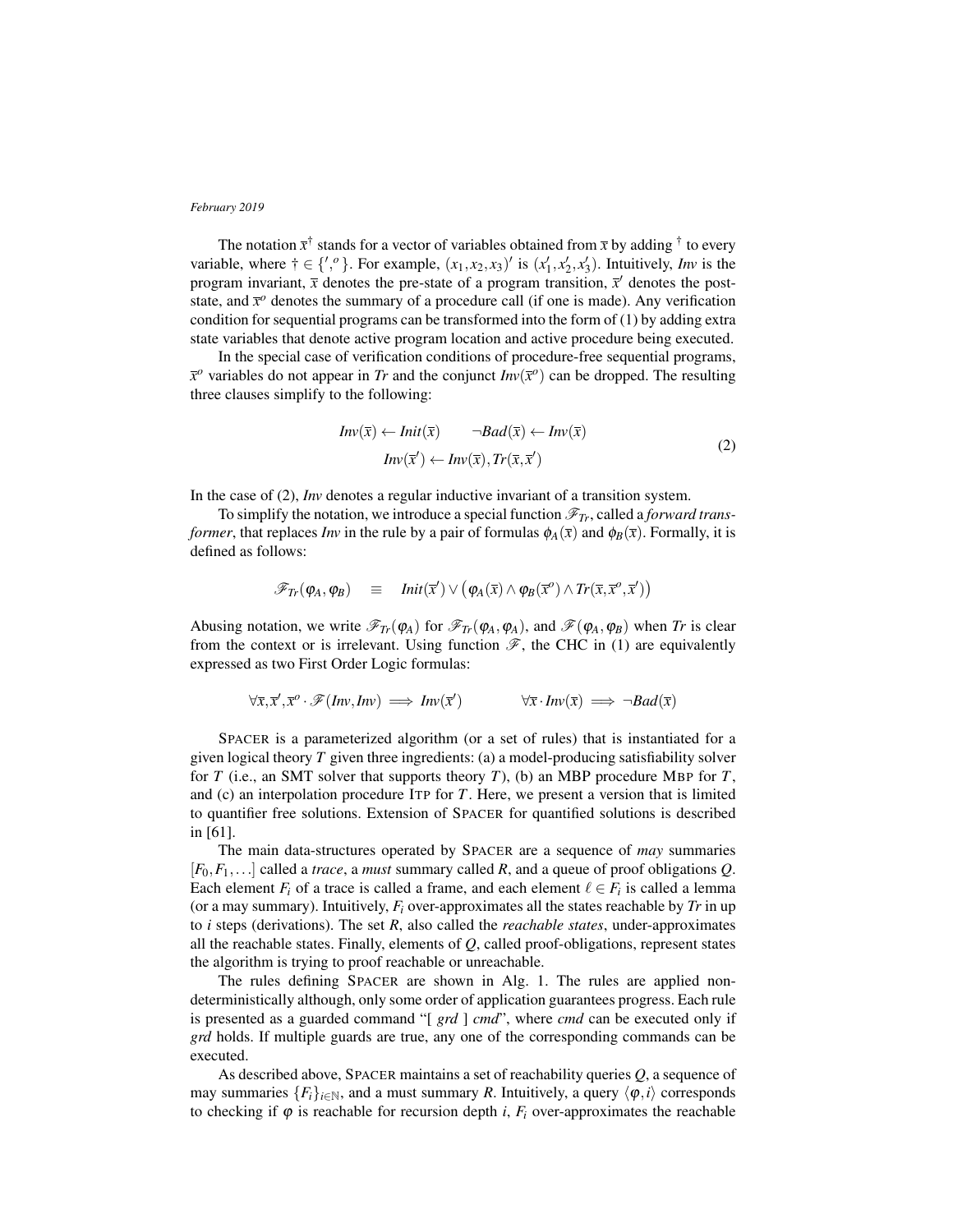The notation $\bar{x}^\dagger$ stands for a vector of variables obtained from $\bar{x}$ by adding $^\dagger$ to every variable, where $\dagger \in \{', ^o\}$. For example, $(x_1, x_2, x_3)'$ is $(x_1', x_2', x_3')$. Intuitively, *Inv* is the program invariant, $\bar{x}$ denotes the pre-state of a program transition, $\bar{x}'$ denotes the post-state, and $\bar{x}^o$ denotes the summary of a procedure call (if one is made). Any verification condition for sequential programs can be transformed into the form of (1) by adding extra state variables that denote active program location and active procedure being executed.

In the special case of verification conditions of procedure-free sequential programs, $\bar{x}^o$ variables do not appear in *Tr* and the conjunct $\mathit{Inv}(\bar{x}^o)$ can be dropped. The resulting three clauses simplify to the following:

$$
\begin{gathered}
\mathit{Inv}(\bar{x}) \leftarrow \mathit{Init}(\bar{x}) \qquad \neg \mathit{Bad}(\bar{x}) \leftarrow \mathit{Inv}(\bar{x}) \\
\mathit{Inv}(\bar{x}') \leftarrow \mathit{Inv}(\bar{x}), \mathit{Tr}(\bar{x}, \bar{x}')
\end{gathered}
\tag{2}
$$

In the case of (2), *Inv* denotes a regular inductive invariant of a transition system.

To simplify the notation, we introduce a special function $\mathscr{F}_{Tr}$, called a *forward transformer*, that replaces *Inv* in the rule by a pair of formulas $\phi_A(\bar{x})$ and $\phi_B(\bar{x})$. Formally, it is defined as follows:

$$
\mathscr{F}_{Tr}(\varphi_A, \varphi_B) \quad \equiv \quad \mathit{Init}(\bar{x}') \vee \big(\varphi_A(\bar{x}) \wedge \varphi_B(\bar{x}^o) \wedge \mathit{Tr}(\bar{x}, \bar{x}^o, \bar{x}')\big)
$$

Abusing notation, we write $\mathscr{F}_{Tr}(\varphi_A)$ for $\mathscr{F}_{Tr}(\varphi_A, \varphi_A)$, and $\mathscr{F}(\varphi_A, \varphi_B)$ when *Tr* is clear from the context or is irrelevant. Using function $\mathscr{F}$, the CHC in (1) are equivalently expressed as two First Order Logic formulas:

$$
\forall \bar{x}, \bar{x}', \bar{x}^o \cdot \mathscr{F}(\mathit{Inv}, \mathit{Inv}) \implies \mathit{Inv}(\bar{x}') \qquad\qquad \forall \bar{x} \cdot \mathit{Inv}(\bar{x}) \implies \neg \mathit{Bad}(\bar{x})
$$

SPACER is a parameterized algorithm (or a set of rules) that is instantiated for a given logical theory $T$ given three ingredients: (a) a model-producing satisfiability solver for $T$ (i.e., an SMT solver that supports theory $T$), (b) an MBP procedure MBP for $T$, and (c) an interpolation procedure ITP for $T$. Here, we present a version that is limited to quantifier free solutions. Extension of SPACER for quantified solutions is described in [61].

The main data-structures operated by SPACER are a sequence of *may* summaries $[F_0, F_1, \ldots]$ called a *trace*, a *must* summary called $R$, and a queue of proof obligations $Q$. Each element $F_i$ of a trace is called a frame, and each element $\ell \in F_i$ is called a lemma (or a may summary). Intuitively, $F_i$ over-approximates all the states reachable by *Tr* in up to $i$ steps (derivations). The set $R$, also called the *reachable states*, under-approximates all the reachable states. Finally, elements of $Q$, called proof-obligations, represent states the algorithm is trying to proof reachable or unreachable.

The rules defining SPACER are shown in Alg. 1. The rules are applied non-deterministically although, only some order of application guarantees progress. Each rule is presented as a guarded command "[ *grd* ] *cmd*", where *cmd* can be executed only if *grd* holds. If multiple guards are true, any one of the corresponding commands can be executed.

As described above, SPACER maintains a set of reachability queries $Q$, a sequence of may summaries $\{F_i\}_{i \in \mathbb{N}}$, and a must summary $R$. Intuitively, a query $\langle \varphi, i \rangle$ corresponds to checking if $\varphi$ is reachable for recursion depth $i$, $F_i$ over-approximates the reachable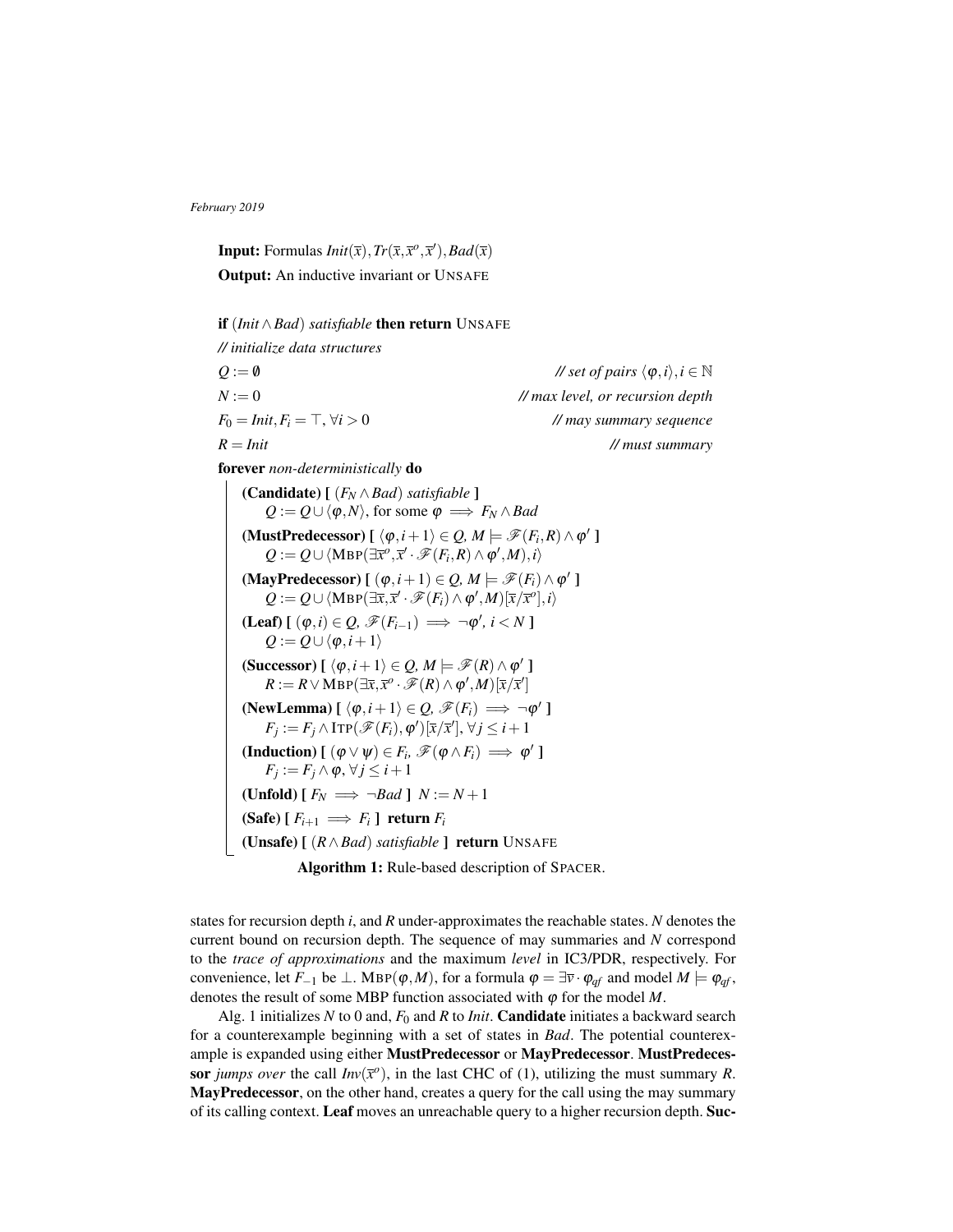**Input:** Formulas $Init(\bar{x}), Tr(\bar{x}, \bar{x}^o, \bar{x}'), Bad(\bar{x})$

**Output:** An inductive invariant or UNSAFE

**if** $(Init \wedge Bad)$ *satisfiable* **then return** UNSAFE

*// initialize data structures*

$Q := \emptyset$ *// set of pairs $\langle \varphi, i \rangle, i \in \mathbb{N}$*

$N := 0$ *// max level, or recursion depth*

$F_0 = Init, F_i = \top, \forall i > 0$ *// may summary sequence*

$R = Init$ *// must summary*

**forever** *non-deterministically* **do**

- **(Candidate) [** $(F_N \wedge Bad)$ *satisfiable* **]**
  $Q := Q \cup \langle \varphi, N \rangle$, for some $\varphi \implies F_N \wedge Bad$
- **(MustPredecessor) [** $\langle \varphi, i+1 \rangle \in Q,\ M \models \mathscr{F}(F_i, R) \wedge \varphi'$ **]**
  $Q := Q \cup \langle \text{MBP}(\exists \bar{x}^o, \bar{x}' \cdot \mathscr{F}(F_i, R) \wedge \varphi', M), i \rangle$
- **(MayPredecessor) [** $(\varphi, i+1) \in Q,\ M \models \mathscr{F}(F_i) \wedge \varphi'$ **]**
  $Q := Q \cup \langle \text{MBP}(\exists \bar{x}, \bar{x}' \cdot \mathscr{F}(F_i) \wedge \varphi', M)[\bar{x}/\bar{x}^o], i \rangle$
- **(Leaf) [** $(\varphi, i) \in Q,\ \mathscr{F}(F_{i-1}) \implies \neg \varphi',\ i < N$ **]**
  $Q := Q \cup \langle \varphi, i+1 \rangle$
- **(Successor) [** $\langle \varphi, i+1 \rangle \in Q,\ M \models \mathscr{F}(R) \wedge \varphi'$ **]**
  $R := R \vee \text{MBP}(\exists \bar{x}, \bar{x}^o \cdot \mathscr{F}(R) \wedge \varphi', M)[\bar{x}/\bar{x}']$
- **(NewLemma) [** $\langle \varphi, i+1 \rangle \in Q,\ \mathscr{F}(F_i) \implies \neg \varphi'$ **]**
  $F_j := F_j \wedge \text{ITP}(\mathscr{F}(F_i), \varphi')[\bar{x}/\bar{x}'], \forall j \leq i+1$
- **(Induction) [** $(\varphi \vee \psi) \in F_i,\ \mathscr{F}(\varphi \wedge F_i) \implies \varphi'$ **]**
  $F_j := F_j \wedge \varphi, \forall j \leq i+1$
- **(Unfold) [** $F_N \implies \neg Bad$ **]** $N := N + 1$
- **(Safe) [** $F_{i+1} \implies F_i$ **] return** $F_i$
- **(Unsafe) [** $(R \wedge Bad)$ *satisfiable* **] return** UNSAFE

**Algorithm 1:** Rule-based description of SPACER.

states for recursion depth $i$, and $R$ under-approximates the reachable states. $N$ denotes the current bound on recursion depth. The sequence of may summaries and $N$ correspond to the *trace of approximations* and the maximum *level* in IC3/PDR, respectively. For convenience, let $F_{-1}$ be $\bot$. $\text{MBP}(\varphi, M)$, for a formula $\varphi = \exists \bar{v} \cdot \varphi_{qf}$ and model $M \models \varphi_{qf}$, denotes the result of some MBP function associated with $\varphi$ for the model $M$.

Alg. 1 initializes $N$ to 0 and, $F_0$ and $R$ to *Init*. **Candidate** initiates a backward search for a counterexample beginning with a set of states in *Bad*. The potential counterexample is expanded using either **MustPredecessor** or **MayPredecessor**. **MustPredecessor** *jumps over* the call $Inv(\bar{x}^o)$, in the last CHC of (1), utilizing the must summary $R$. **MayPredecessor**, on the other hand, creates a query for the call using the may summary of its calling context. **Leaf** moves an unreachable query to a higher recursion depth. **Suc-**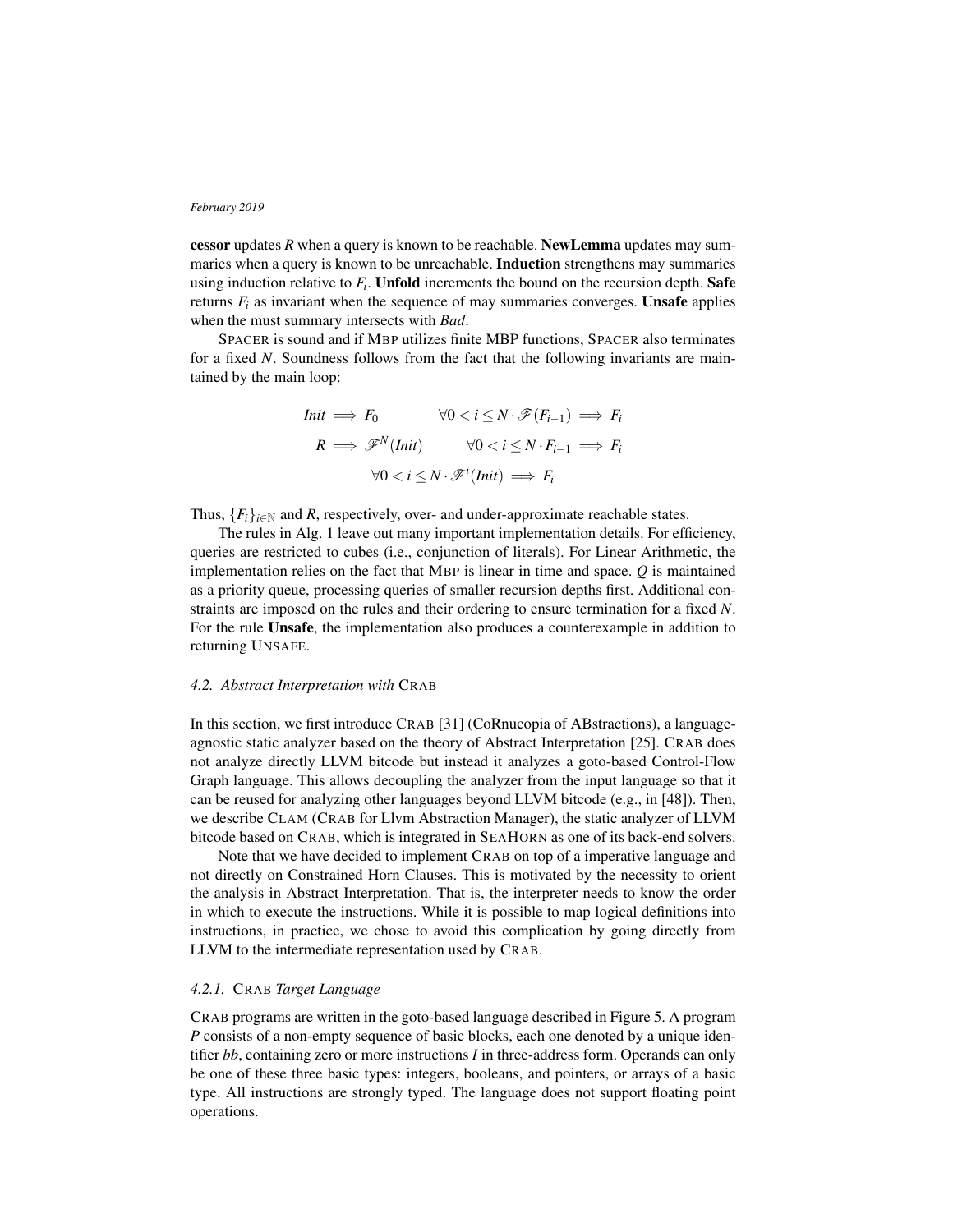**cessor** updates $R$ when a query is known to be reachable. **NewLemma** updates may summaries when a query is known to be unreachable. **Induction** strengthens may summaries using induction relative to $F_i$. **Unfold** increments the bound on the recursion depth. **Safe** returns $F_i$ as invariant when the sequence of may summaries converges. **Unsafe** applies when the must summary intersects with *Bad*.

SPACER is sound and if MBP utilizes finite MBP functions, SPACER also terminates for a fixed $N$. Soundness follows from the fact that the following invariants are maintained by the main loop:

$$
\begin{array}{ll}
\mathit{Init} \implies F_0 & \forall 0 < i \leq N \cdot \mathscr{F}(F_{i-1}) \implies F_i \\
R \implies \mathscr{F}^N(\mathit{Init}) & \forall 0 < i \leq N \cdot F_{i-1} \implies F_i \\
\multicolumn{2}{c}{\forall 0 < i \leq N \cdot \mathscr{F}^i(\mathit{Init}) \implies F_i}
\end{array}
$$

Thus, $\{F_i\}_{i\in\mathbb{N}}$ and $R$, respectively, over- and under-approximate reachable states.

The rules in Alg. 1 leave out many important implementation details. For efficiency, queries are restricted to cubes (i.e., conjunction of literals). For Linear Arithmetic, the implementation relies on the fact that MBP is linear in time and space. $Q$ is maintained as a priority queue, processing queries of smaller recursion depths first. Additional constraints are imposed on the rules and their ordering to ensure termination for a fixed $N$. For the rule **Unsafe**, the implementation also produces a counterexample in addition to returning UNSAFE.

### *4.2. Abstract Interpretation with* CRAB

In this section, we first introduce CRAB [31] (CoRnucopia of ABstractions), a language-agnostic static analyzer based on the theory of Abstract Interpretation [25]. CRAB does not analyze directly LLVM bitcode but instead it analyzes a goto-based Control-Flow Graph language. This allows decoupling the analyzer from the input language so that it can be reused for analyzing other languages beyond LLVM bitcode (e.g., in [48]). Then, we describe CLAM (CRAB for Llvm Abstraction Manager), the static analyzer of LLVM bitcode based on CRAB, which is integrated in SEAHORN as one of its back-end solvers.

Note that we have decided to implement CRAB on top of a imperative language and not directly on Constrained Horn Clauses. This is motivated by the necessity to orient the analysis in Abstract Interpretation. That is, the interpreter needs to know the order in which to execute the instructions. While it is possible to map logical definitions into instructions, in practice, we chose to avoid this complication by going directly from LLVM to the intermediate representation used by CRAB.

#### *4.2.1.* CRAB *Target Language*

CRAB programs are written in the goto-based language described in Figure 5. A program $P$ consists of a non-empty sequence of basic blocks, each one denoted by a unique identifier *bb*, containing zero or more instructions $I$ in three-address form. Operands can only be one of these three basic types: integers, booleans, and pointers, or arrays of a basic type. All instructions are strongly typed. The language does not support floating point operations.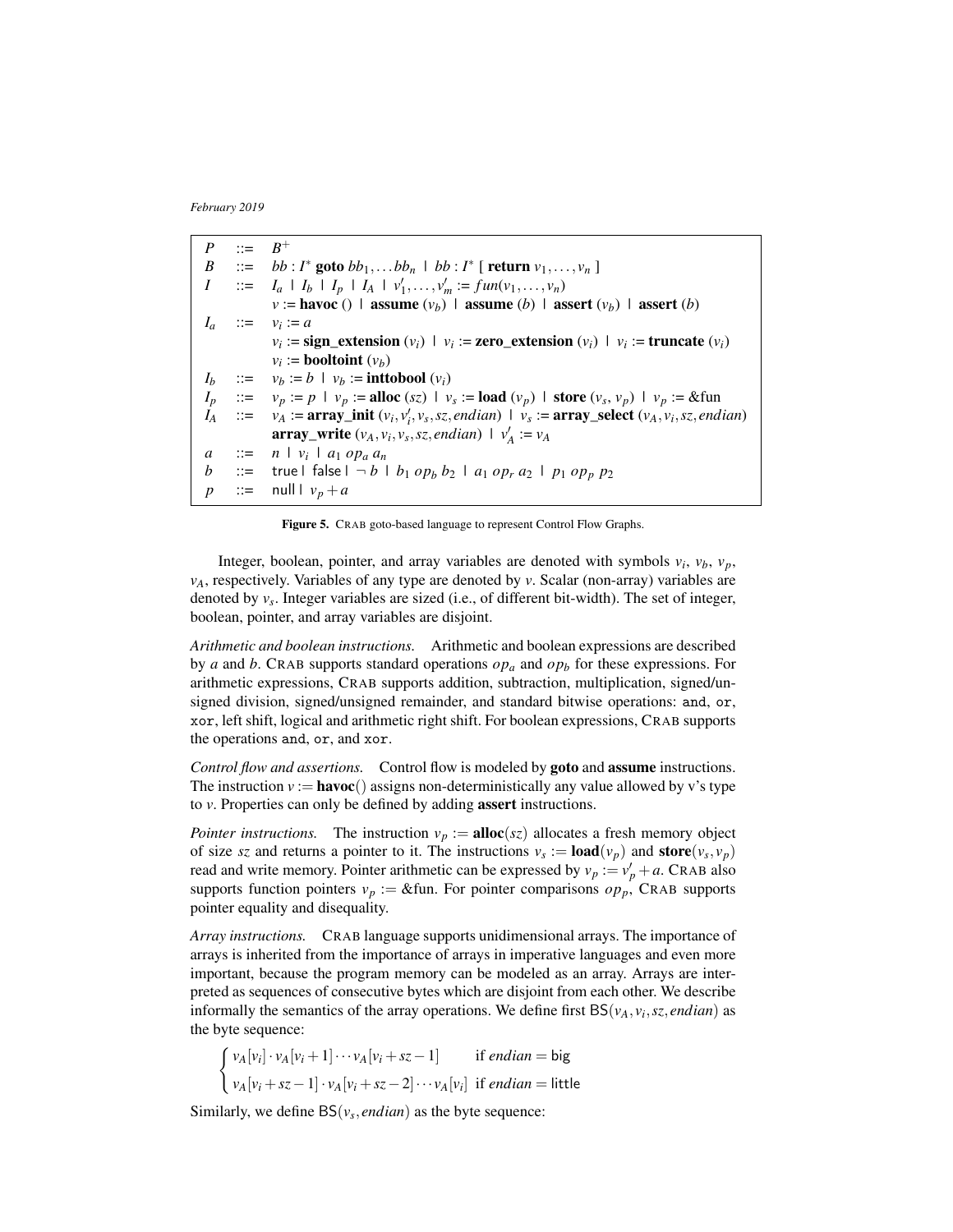$$
\begin{array}{lcl}
P & ::= & B^+ \\
B & ::= & bb : I^* \ \textbf{goto} \ bb_1, \ldots bb_n \ \mid \ bb : I^* \ [\ \textbf{return} \ v_1, \ldots, v_n \ ] \\
I & ::= & I_a \ \mid \ I_b \ \mid \ I_p \ \mid \ I_A \ \mid \ v'_1, \ldots, v'_m := fun(v_1, \ldots, v_n) \\
 & & v := \textbf{havoc}\ () \ \mid \ \textbf{assume}\ (v_b) \ \mid \ \textbf{assume}\ (b) \ \mid \ \textbf{assert}\ (v_b) \ \mid \ \textbf{assert}\ (b) \\
I_a & ::= & v_i := a \\
 & & v_i := \textbf{sign\_extension}\ (v_i) \ \mid \ v_i := \textbf{zero\_extension}\ (v_i) \ \mid \ v_i := \textbf{truncate}\ (v_i) \\
 & & v_i := \textbf{booltoint}\ (v_b) \\
I_b & ::= & v_b := b \ \mid \ v_b := \textbf{inttobool}\ (v_i) \\
I_p & ::= & v_p := p \ \mid \ v_p := \textbf{alloc}\ (sz) \ \mid \ v_s := \textbf{load}\ (v_p) \ \mid \ \textbf{store}\ (v_s, v_p) \ \mid \ v_p := \&\text{fun} \\
I_A & ::= & v_A := \textbf{array\_init}\ (v_i, v'_i, v_s, sz, endian) \ \mid \ v_s := \textbf{array\_select}\ (v_A, v_i, sz, endian) \\
 & & \textbf{array\_write}\ (v_A, v_i, v_s, sz, endian) \ \mid \ v'_A := v_A \\
a & ::= & n \ \mid \ v_i \ \mid \ a_1 \ op_a \ a_n \\
b & ::= & \text{true} \ \mid \ \text{false} \ \mid \ \neg\, b \ \mid \ b_1 \ op_b \ b_2 \ \mid \ a_1 \ op_r \ a_2 \ \mid \ p_1 \ op_p \ p_2 \\
p & ::= & \text{null} \ \mid \ v_p + a
\end{array}
$$

**Figure 5.** CRAB goto-based language to represent Control Flow Graphs.

Integer, boolean, pointer, and array variables are denoted with symbols $v_i$, $v_b$, $v_p$, $v_A$, respectively. Variables of any type are denoted by $v$. Scalar (non-array) variables are denoted by $v_s$. Integer variables are sized (i.e., of different bit-width). The set of integer, boolean, pointer, and array variables are disjoint.

*Arithmetic and boolean instructions.* Arithmetic and boolean expressions are described by $a$ and $b$. CRAB supports standard operations $op_a$ and $op_b$ for these expressions. For arithmetic expressions, CRAB supports addition, subtraction, multiplication, signed/unsigned division, signed/unsigned remainder, and standard bitwise operations: `and`, `or`, `xor`, left shift, logical and arithmetic right shift. For boolean expressions, CRAB supports the operations `and`, `or`, and `xor`.

*Control flow and assertions.* Control flow is modeled by **goto** and **assume** instructions. The instruction $v := \textbf{havoc}()$ assigns non-deterministically any value allowed by v's type to $v$. Properties can only be defined by adding **assert** instructions.

*Pointer instructions.* The instruction $v_p := \textbf{alloc}(sz)$ allocates a fresh memory object of size $sz$ and returns a pointer to it. The instructions $v_s := \textbf{load}(v_p)$ and $\textbf{store}(v_s, v_p)$ read and write memory. Pointer arithmetic can be expressed by $v_p := v'_p + a$. CRAB also supports function pointers $v_p := \&\text{fun}$. For pointer comparisons $op_p$, CRAB supports pointer equality and disequality.

*Array instructions.* CRAB language supports unidimensional arrays. The importance of arrays is inherited from the importance of arrays in imperative languages and even more important, because the program memory can be modeled as an array. Arrays are interpreted as sequences of consecutive bytes which are disjoint from each other. We describe informally the semantics of the array operations. We define first $\mathsf{BS}(v_A, v_i, sz, endian)$ as the byte sequence:

$$
\begin{cases}
v_A[v_i] \cdot v_A[v_i+1] \cdots v_A[v_i+sz-1] & \text{if } endian = \mathsf{big} \\
v_A[v_i+sz-1] \cdot v_A[v_i+sz-2] \cdots v_A[v_i] & \text{if } endian = \mathsf{little}
\end{cases}
$$

Similarly, we define $\mathsf{BS}(v_s, endian)$ as the byte sequence: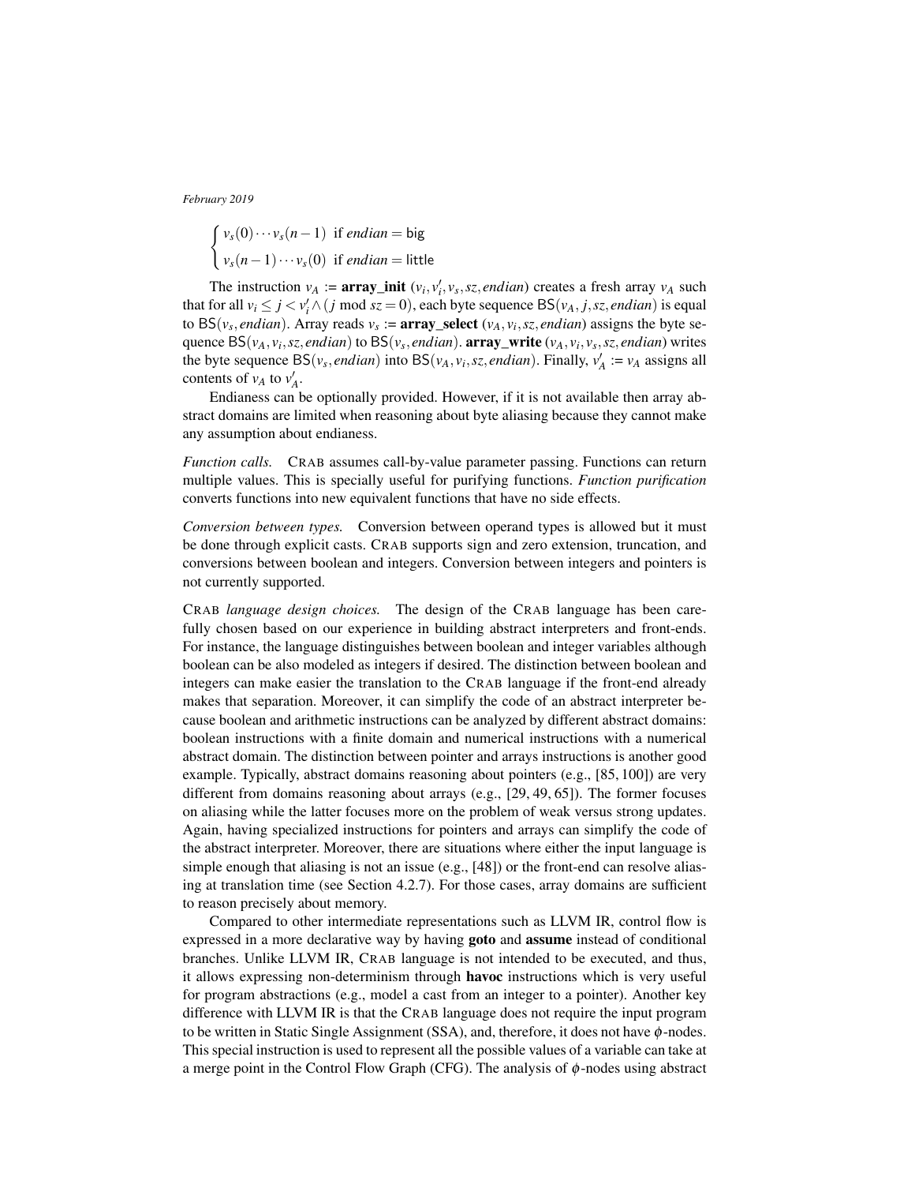$$
\begin{cases} v_s(0)\cdots v_s(n-1) & \text{if } \mathit{endian} = \mathsf{big} \\ v_s(n-1)\cdots v_s(0) & \text{if } \mathit{endian} = \mathsf{little} \end{cases}
$$

The instruction $v_A$ := **array_init** $(v_i, v_i', v_s, sz, endian)$ creates a fresh array $v_A$ such that for all $v_i \leq j < v_i' \wedge (j \bmod sz = 0)$, each byte sequence $\mathsf{BS}(v_A, j, sz, endian)$ is equal to $\mathsf{BS}(v_s, endian)$. Array reads $v_s$ := **array_select** $(v_A, v_i, sz, endian)$ assigns the byte sequence $\mathsf{BS}(v_A, v_i, sz, endian)$ to $\mathsf{BS}(v_s, endian)$. **array_write** $(v_A, v_i, v_s, sz, endian)$ writes the byte sequence $\mathsf{BS}(v_s, endian)$ into $\mathsf{BS}(v_A, v_i, sz, endian)$. Finally, $v_A'$ := $v_A$ assigns all contents of $v_A$ to $v_A'$.

Endianess can be optionally provided. However, if it is not available then array abstract domains are limited when reasoning about byte aliasing because they cannot make any assumption about endianess.

*Function calls.* CRAB assumes call-by-value parameter passing. Functions can return multiple values. This is specially useful for purifying functions. *Function purification* converts functions into new equivalent functions that have no side effects.

*Conversion between types.* Conversion between operand types is allowed but it must be done through explicit casts. CRAB supports sign and zero extension, truncation, and conversions between boolean and integers. Conversion between integers and pointers is not currently supported.

CRAB *language design choices.* The design of the CRAB language has been carefully chosen based on our experience in building abstract interpreters and front-ends. For instance, the language distinguishes between boolean and integer variables although boolean can be also modeled as integers if desired. The distinction between boolean and integers can make easier the translation to the CRAB language if the front-end already makes that separation. Moreover, it can simplify the code of an abstract interpreter because boolean and arithmetic instructions can be analyzed by different abstract domains: boolean instructions with a finite domain and numerical instructions with a numerical abstract domain. The distinction between pointer and arrays instructions is another good example. Typically, abstract domains reasoning about pointers (e.g., [85, 100]) are very different from domains reasoning about arrays (e.g., [29, 49, 65]). The former focuses on aliasing while the latter focuses more on the problem of weak versus strong updates. Again, having specialized instructions for pointers and arrays can simplify the code of the abstract interpreter. Moreover, there are situations where either the input language is simple enough that aliasing is not an issue (e.g., [48]) or the front-end can resolve aliasing at translation time (see Section 4.2.7). For those cases, array domains are sufficient to reason precisely about memory.

Compared to other intermediate representations such as LLVM IR, control flow is expressed in a more declarative way by having **goto** and **assume** instead of conditional branches. Unlike LLVM IR, CRAB language is not intended to be executed, and thus, it allows expressing non-determinism through **havoc** instructions which is very useful for program abstractions (e.g., model a cast from an integer to a pointer). Another key difference with LLVM IR is that the CRAB language does not require the input program to be written in Static Single Assignment (SSA), and, therefore, it does not have $\phi$-nodes. This special instruction is used to represent all the possible values of a variable can take at a merge point in the Control Flow Graph (CFG). The analysis of $\phi$-nodes using abstract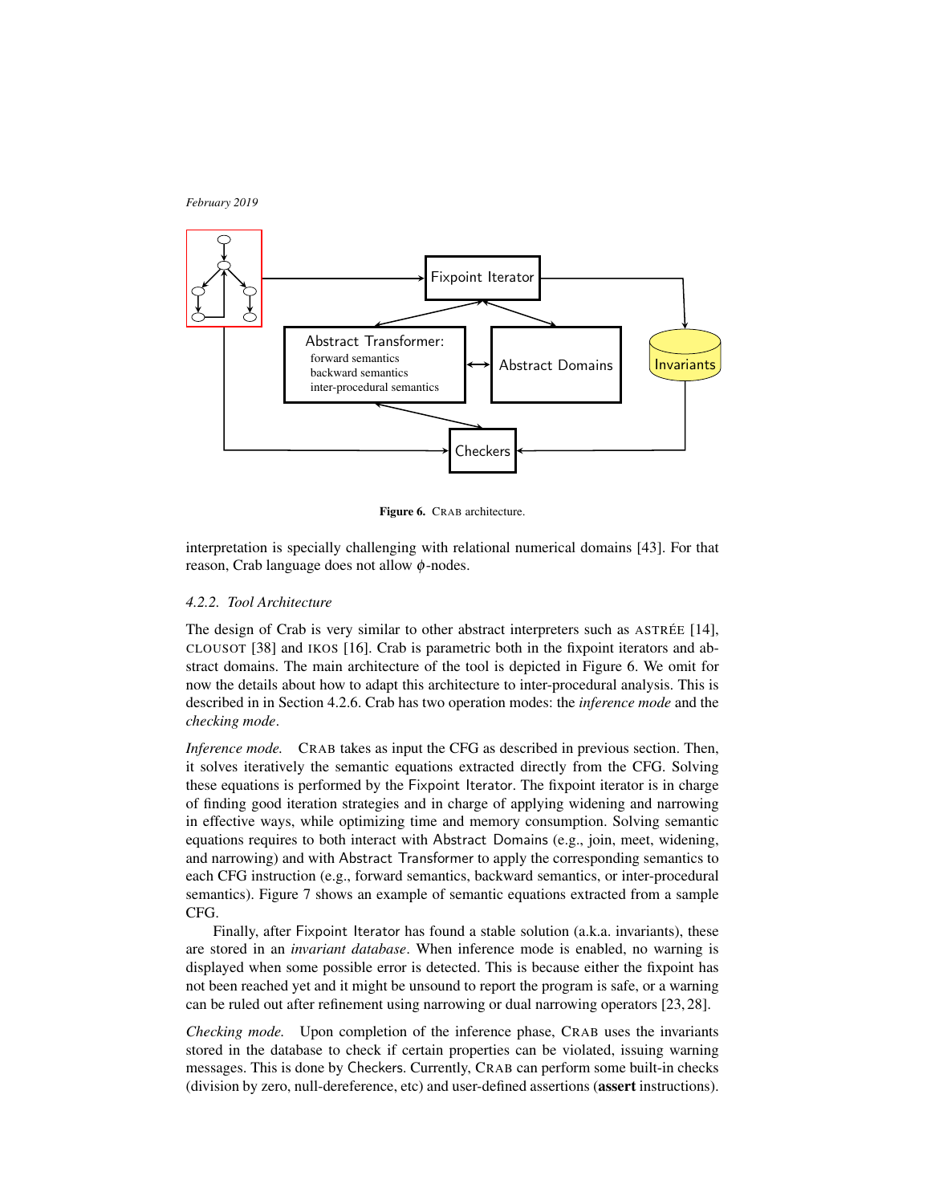Figure 6. CRAB architecture.

interpretation is specially challenging with relational numerical domains [43]. For that reason, Crab language does not allow $\phi$-nodes.

#### 4.2.2. Tool Architecture

The design of Crab is very similar to other abstract interpreters such as ASTRÉE [14], CLOUSOT [38] and IKOS [16]. Crab is parametric both in the fixpoint iterators and abstract domains. The main architecture of the tool is depicted in Figure 6. We omit for now the details about how to adapt this architecture to inter-procedural analysis. This is described in in Section 4.2.6. Crab has two operation modes: the *inference mode* and the *checking mode*.

*Inference mode.* CRAB takes as input the CFG as described in previous section. Then, it solves iteratively the semantic equations extracted directly from the CFG. Solving these equations is performed by the Fixpoint Iterator. The fixpoint iterator is in charge of finding good iteration strategies and in charge of applying widening and narrowing in effective ways, while optimizing time and memory consumption. Solving semantic equations requires to both interact with Abstract Domains (e.g., join, meet, widening, and narrowing) and with Abstract Transformer to apply the corresponding semantics to each CFG instruction (e.g., forward semantics, backward semantics, or inter-procedural semantics). Figure 7 shows an example of semantic equations extracted from a sample CFG.

Finally, after Fixpoint Iterator has found a stable solution (a.k.a. invariants), these are stored in an *invariant database*. When inference mode is enabled, no warning is displayed when some possible error is detected. This is because either the fixpoint has not been reached yet and it might be unsound to report the program is safe, or a warning can be ruled out after refinement using narrowing or dual narrowing operators [23, 28].

*Checking mode.* Upon completion of the inference phase, CRAB uses the invariants stored in the database to check if certain properties can be violated, issuing warning messages. This is done by Checkers. Currently, CRAB can perform some built-in checks (division by zero, null-dereference, etc) and user-defined assertions (**assert** instructions).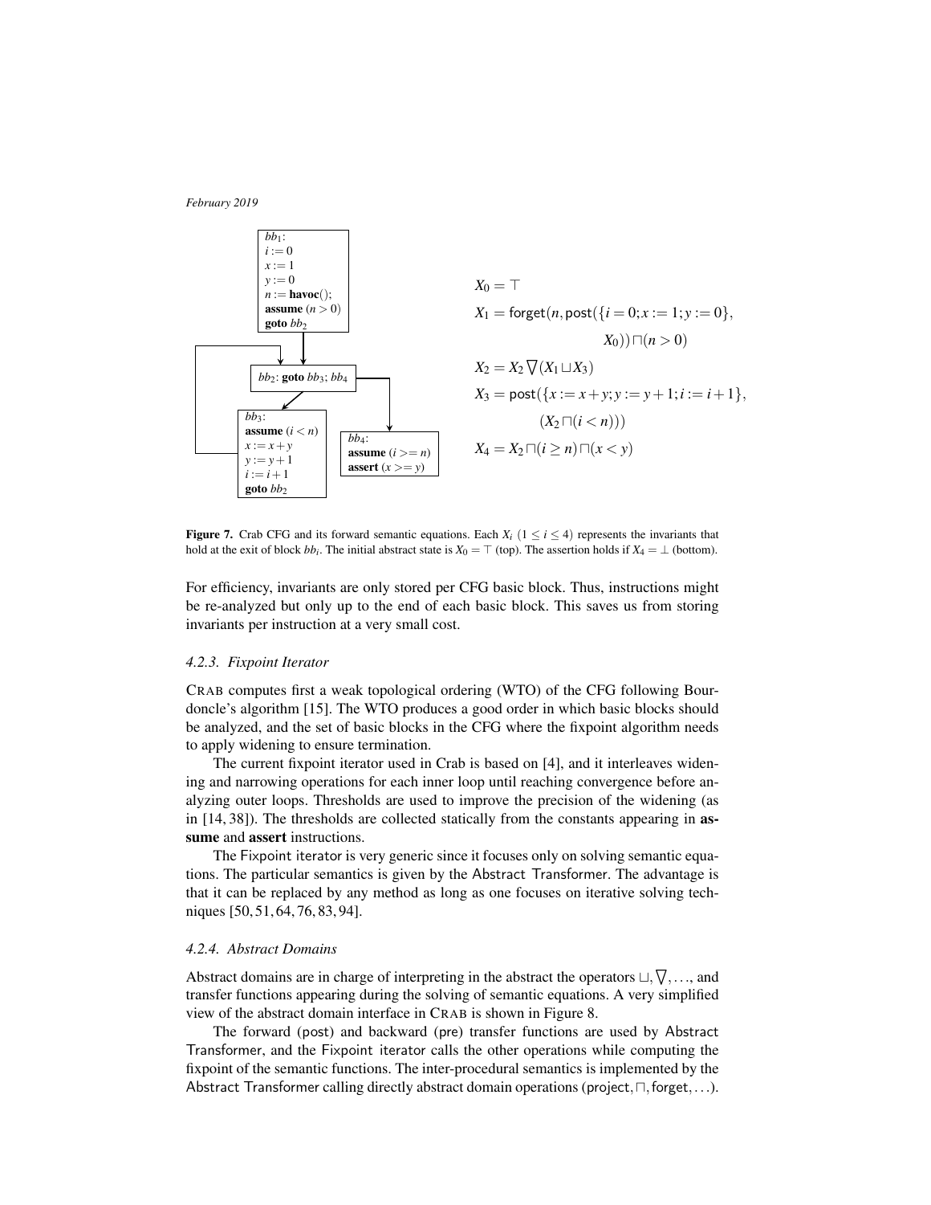```
bb1:
i := 0
x := 1
y := 0
n := havoc();
assume (n > 0)
goto bb2

bb2: goto bb3; bb4

bb3:
assume (i < n)
x := x + y
y := y + 1
i := i + 1
goto bb2

bb4:
assume (i >= n)
assert (x >= y)
```

$$X_0 = \top$$

$$X_1 = \mathsf{forget}(n, \mathsf{post}(\{i = 0; x := 1; y := 0\}, X_0)) \sqcap (n > 0)$$

$$X_2 = X_2 \nabla (X_1 \sqcup X_3)$$

$$X_3 = \mathsf{post}(\{x := x + y; y := y + 1; i := i + 1\}, (X_2 \sqcap (i < n)))$$

$$X_4 = X_2 \sqcap (i \geq n) \sqcap (x < y)$$

**Figure 7.** Crab CFG and its forward semantic equations. Each $X_i$ ($1 \leq i \leq 4$) represents the invariants that hold at the exit of block $bb_i$. The initial abstract state is $X_0 = \top$ (top). The assertion holds if $X_4 = \bot$ (bottom).

For efficiency, invariants are only stored per CFG basic block. Thus, instructions might be re-analyzed but only up to the end of each basic block. This saves us from storing invariants per instruction at a very small cost.

#### *4.2.3. Fixpoint Iterator*

CRAB computes first a weak topological ordering (WTO) of the CFG following Bourdoncle's algorithm [15]. The WTO produces a good order in which basic blocks should be analyzed, and the set of basic blocks in the CFG where the fixpoint algorithm needs to apply widening to ensure termination.

The current fixpoint iterator used in Crab is based on [4], and it interleaves widening and narrowing operations for each inner loop until reaching convergence before analyzing outer loops. Thresholds are used to improve the precision of the widening (as in [14, 38]). The thresholds are collected statically from the constants appearing in **assume** and **assert** instructions.

The Fixpoint iterator is very generic since it focuses only on solving semantic equations. The particular semantics is given by the Abstract Transformer. The advantage is that it can be replaced by any method as long as one focuses on iterative solving techniques [50, 51, 64, 76, 83, 94].

#### *4.2.4. Abstract Domains*

Abstract domains are in charge of interpreting in the abstract the operators $\sqcup, \nabla, \ldots$, and transfer functions appearing during the solving of semantic equations. A very simplified view of the abstract domain interface in CRAB is shown in Figure 8.

The forward (post) and backward (pre) transfer functions are used by Abstract Transformer, and the Fixpoint iterator calls the other operations while computing the fixpoint of the semantic functions. The inter-procedural semantics is implemented by the Abstract Transformer calling directly abstract domain operations (project, $\sqcap$, forget, ...).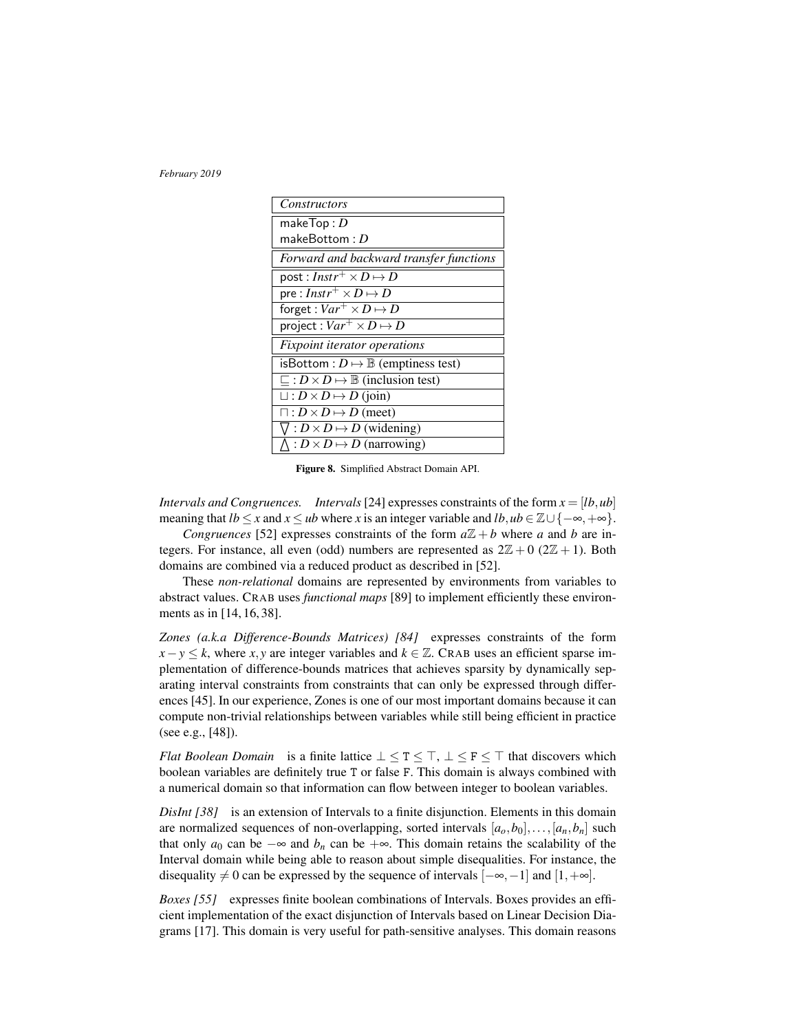| *Constructors* |
|---|
| $\mathsf{makeTop} : D$<br>$\mathsf{makeBottom} : D$ |
| *Forward and backward transfer functions* |
| $\mathsf{post} : \mathit{Instr}^{+} \times D \mapsto D$ |
| $\mathsf{pre} : \mathit{Instr}^{+} \times D \mapsto D$ |
| $\mathsf{forget} : \mathit{Var}^{+} \times D \mapsto D$ |
| $\mathsf{project} : \mathit{Var}^{+} \times D \mapsto D$ |
| *Fixpoint iterator operations* |
| $\mathsf{isBottom} : D \mapsto \mathbb{B}$ (emptiness test) |
| $\sqsubseteq : D \times D \mapsto \mathbb{B}$ (inclusion test) |
| $\sqcup : D \times D \mapsto D$ (join) |
| $\sqcap : D \times D \mapsto D$ (meet) |
| $\bigtriangledown : D \times D \mapsto D$ (widening) |
| $\bigtriangleup : D \times D \mapsto D$ (narrowing) |

**Figure 8.** Simplified Abstract Domain API.

*Intervals and Congruences.* *Intervals* [24] expresses constraints of the form $x = [lb, ub]$ meaning that $lb \leq x$ and $x \leq ub$ where $x$ is an integer variable and $lb, ub \in \mathbb{Z} \cup \{-\infty, +\infty\}$.

*Congruences* [52] expresses constraints of the form $a\mathbb{Z} + b$ where $a$ and $b$ are integers. For instance, all even (odd) numbers are represented as $2\mathbb{Z} + 0$ ($2\mathbb{Z} + 1$). Both domains are combined via a reduced product as described in [52].

These *non-relational* domains are represented by environments from variables to abstract values. CRAB uses *functional maps* [89] to implement efficiently these environments as in [14, 16, 38].

*Zones (a.k.a Difference-Bounds Matrices) [84]* expresses constraints of the form $x - y \leq k$, where $x, y$ are integer variables and $k \in \mathbb{Z}$. CRAB uses an efficient sparse implementation of difference-bounds matrices that achieves sparsity by dynamically separating interval constraints from constraints that can only be expressed through differences [45]. In our experience, Zones is one of our most important domains because it can compute non-trivial relationships between variables while still being efficient in practice (see e.g., [48]).

*Flat Boolean Domain* is a finite lattice $\perp \leq \mathtt{T} \leq \top$, $\perp \leq \mathtt{F} \leq \top$ that discovers which boolean variables are definitely true T or false F. This domain is always combined with a numerical domain so that information can flow between integer to boolean variables.

*DisInt [38]* is an extension of Intervals to a finite disjunction. Elements in this domain are normalized sequences of non-overlapping, sorted intervals $[a_o, b_0], \ldots, [a_n, b_n]$ such that only $a_0$ can be $-\infty$ and $b_n$ can be $+\infty$. This domain retains the scalability of the Interval domain while being able to reason about simple disequalities. For instance, the disequality $\neq 0$ can be expressed by the sequence of intervals $[-\infty, -1]$ and $[1, +\infty]$.

*Boxes [55]* expresses finite boolean combinations of Intervals. Boxes provides an efficient implementation of the exact disjunction of Intervals based on Linear Decision Diagrams [17]. This domain is very useful for path-sensitive analyses. This domain reasons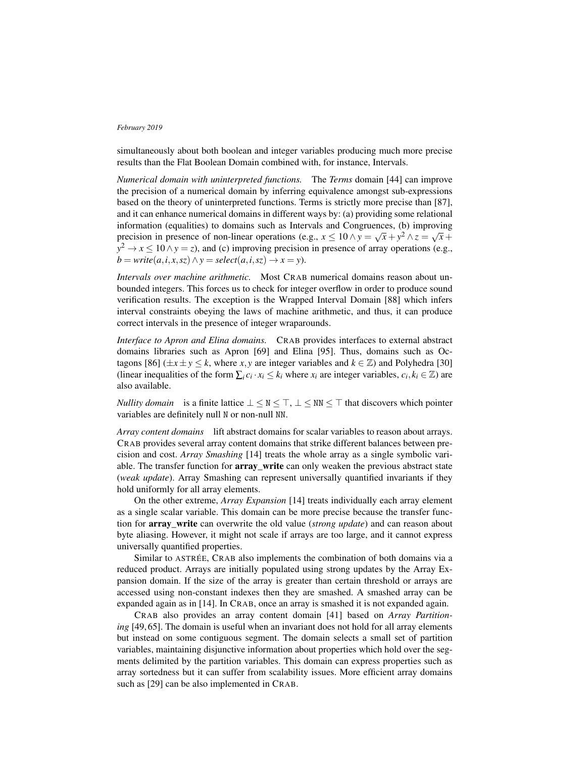simultaneously about both boolean and integer variables producing much more precise results than the Flat Boolean Domain combined with, for instance, Intervals.

*Numerical domain with uninterpreted functions.* The *Terms* domain [44] can improve the precision of a numerical domain by inferring equivalence amongst sub-expressions based on the theory of uninterpreted functions. Terms is strictly more precise than [87], and it can enhance numerical domains in different ways by: (a) providing some relational information (equalities) to domains such as Intervals and Congruences, (b) improving precision in presence of non-linear operations (e.g., $x \leq 10 \wedge y = \sqrt{x} + y^2 \wedge z = \sqrt{x} + y^2 \rightarrow x \leq 10 \wedge y = z$), and (c) improving precision in presence of array operations (e.g., $b = write(a,i,x,sz) \wedge y = select(a,i,sz) \rightarrow x = y$).

*Intervals over machine arithmetic.* Most CRAB numerical domains reason about unbounded integers. This forces us to check for integer overflow in order to produce sound verification results. The exception is the Wrapped Interval Domain [88] which infers interval constraints obeying the laws of machine arithmetic, and thus, it can produce correct intervals in the presence of integer wraparounds.

*Interface to Apron and Elina domains.* CRAB provides interfaces to external abstract domains libraries such as Apron [69] and Elina [95]. Thus, domains such as Octagons [86] ($\pm x \pm y \leq k$, where $x, y$ are integer variables and $k \in \mathbb{Z}$) and Polyhedra [30] (linear inequalities of the form $\sum_i c_i \cdot x_i \leq k_i$ where $x_i$ are integer variables, $c_i, k_i \in \mathbb{Z}$) are also available.

*Nullity domain* is a finite lattice $\bot \leq \mathtt{N} \leq \top$, $\bot \leq \mathtt{NN} \leq \top$ that discovers which pointer variables are definitely null `N` or non-null `NN`.

*Array content domains* lift abstract domains for scalar variables to reason about arrays. CRAB provides several array content domains that strike different balances between precision and cost. *Array Smashing* [14] treats the whole array as a single symbolic variable. The transfer function for **array_write** can only weaken the previous abstract state (*weak update*). Array Smashing can represent universally quantified invariants if they hold uniformly for all array elements.

On the other extreme, *Array Expansion* [14] treats individually each array element as a single scalar variable. This domain can be more precise because the transfer function for **array_write** can overwrite the old value (*strong update*) and can reason about byte aliasing. However, it might not scale if arrays are too large, and it cannot express universally quantified properties.

Similar to ASTRÉE, CRAB also implements the combination of both domains via a reduced product. Arrays are initially populated using strong updates by the Array Expansion domain. If the size of the array is greater than certain threshold or arrays are accessed using non-constant indexes then they are smashed. A smashed array can be expanded again as in [14]. In CRAB, once an array is smashed it is not expanded again.

CRAB also provides an array content domain [41] based on *Array Partitioning* [49,65]. The domain is useful when an invariant does not hold for all array elements but instead on some contiguous segment. The domain selects a small set of partition variables, maintaining disjunctive information about properties which hold over the segments delimited by the partition variables. This domain can express properties such as array sortedness but it can suffer from scalability issues. More efficient array domains such as [29] can be also implemented in CRAB.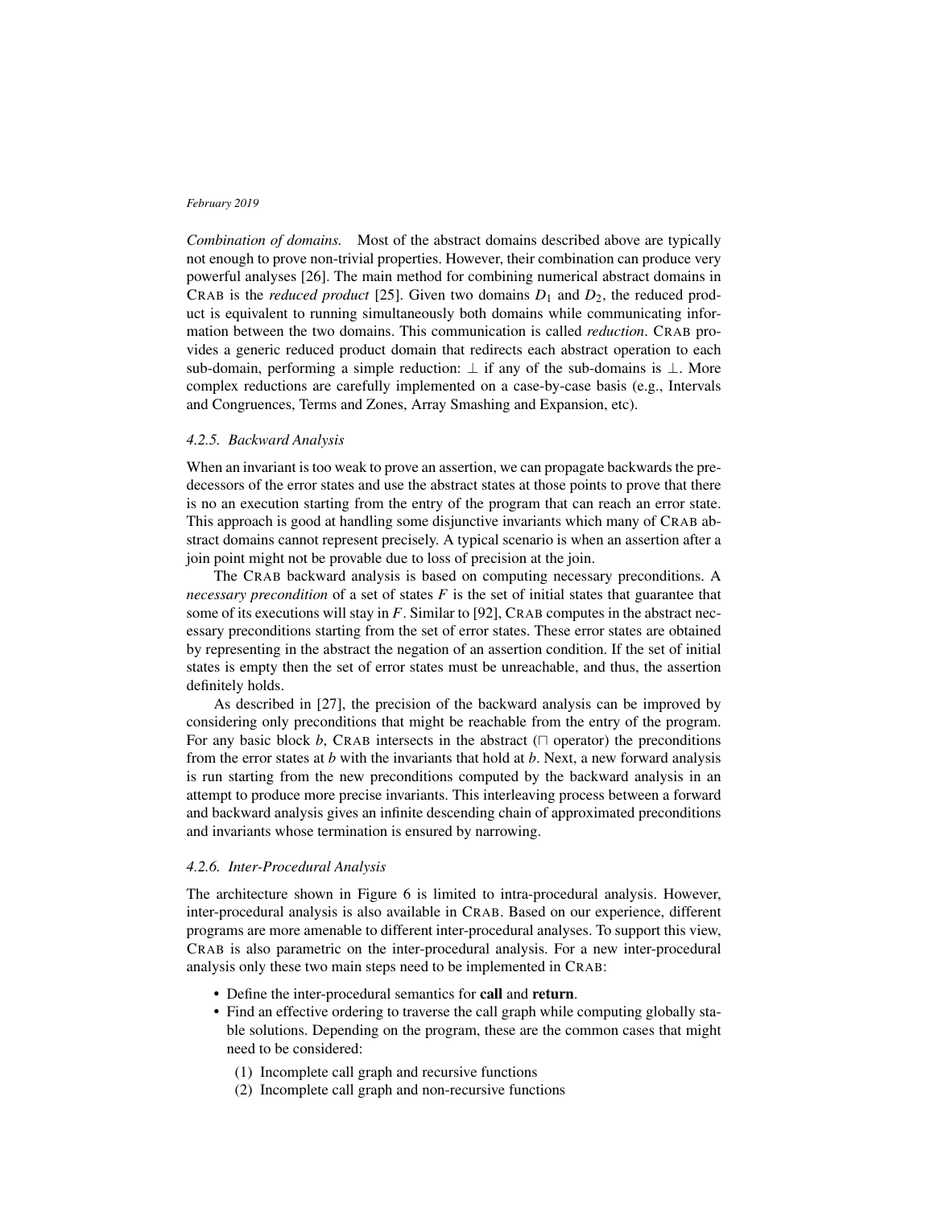*Combination of domains.* Most of the abstract domains described above are typically not enough to prove non-trivial properties. However, their combination can produce very powerful analyses [26]. The main method for combining numerical abstract domains in CRAB is the *reduced product* [25]. Given two domains $D_1$ and $D_2$, the reduced product is equivalent to running simultaneously both domains while communicating information between the two domains. This communication is called *reduction*. CRAB provides a generic reduced product domain that redirects each abstract operation to each sub-domain, performing a simple reduction: $\bot$ if any of the sub-domains is $\bot$. More complex reductions are carefully implemented on a case-by-case basis (e.g., Intervals and Congruences, Terms and Zones, Array Smashing and Expansion, etc).

#### *4.2.5. Backward Analysis*

When an invariant is too weak to prove an assertion, we can propagate backwards the predecessors of the error states and use the abstract states at those points to prove that there is no an execution starting from the entry of the program that can reach an error state. This approach is good at handling some disjunctive invariants which many of CRAB abstract domains cannot represent precisely. A typical scenario is when an assertion after a join point might not be provable due to loss of precision at the join.

The CRAB backward analysis is based on computing necessary preconditions. A *necessary precondition* of a set of states $F$ is the set of initial states that guarantee that some of its executions will stay in $F$. Similar to [92], CRAB computes in the abstract necessary preconditions starting from the set of error states. These error states are obtained by representing in the abstract the negation of an assertion condition. If the set of initial states is empty then the set of error states must be unreachable, and thus, the assertion definitely holds.

As described in [27], the precision of the backward analysis can be improved by considering only preconditions that might be reachable from the entry of the program. For any basic block $b$, CRAB intersects in the abstract ($\sqcap$ operator) the preconditions from the error states at $b$ with the invariants that hold at $b$. Next, a new forward analysis is run starting from the new preconditions computed by the backward analysis in an attempt to produce more precise invariants. This interleaving process between a forward and backward analysis gives an infinite descending chain of approximated preconditions and invariants whose termination is ensured by narrowing.

#### *4.2.6. Inter-Procedural Analysis*

The architecture shown in Figure 6 is limited to intra-procedural analysis. However, inter-procedural analysis is also available in CRAB. Based on our experience, different programs are more amenable to different inter-procedural analyses. To support this view, CRAB is also parametric on the inter-procedural analysis. For a new inter-procedural analysis only these two main steps need to be implemented in CRAB:

- Define the inter-procedural semantics for **call** and **return**.
- Find an effective ordering to traverse the call graph while computing globally stable solutions. Depending on the program, these are the common cases that might need to be considered:
  1. Incomplete call graph and recursive functions
  2. Incomplete call graph and non-recursive functions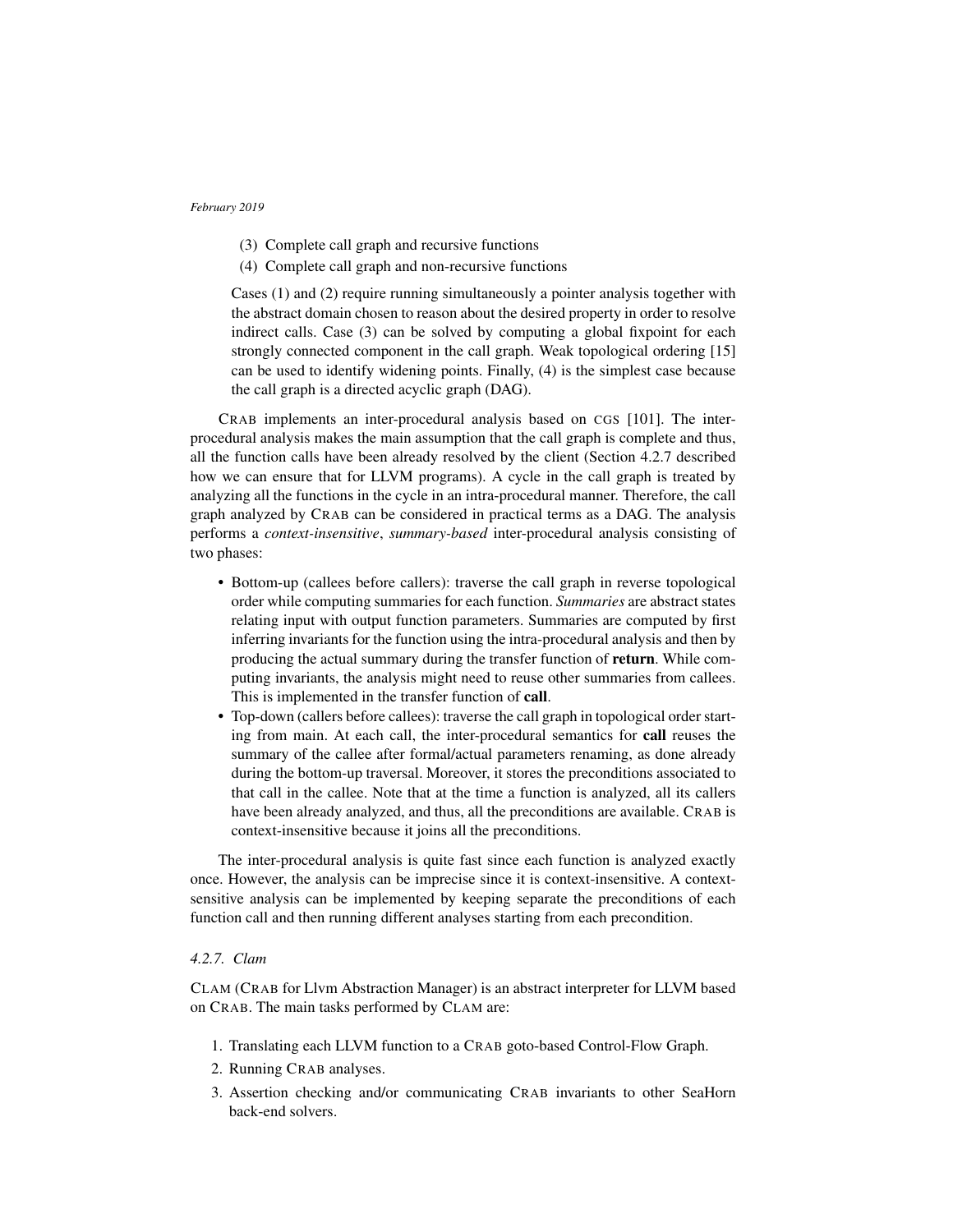(3) Complete call graph and recursive functions
(4) Complete call graph and non-recursive functions

Cases (1) and (2) require running simultaneously a pointer analysis together with the abstract domain chosen to reason about the desired property in order to resolve indirect calls. Case (3) can be solved by computing a global fixpoint for each strongly connected component in the call graph. Weak topological ordering [15] can be used to identify widening points. Finally, (4) is the simplest case because the call graph is a directed acyclic graph (DAG).

CRAB implements an inter-procedural analysis based on CGS [101]. The inter-procedural analysis makes the main assumption that the call graph is complete and thus, all the function calls have been already resolved by the client (Section 4.2.7 described how we can ensure that for LLVM programs). A cycle in the call graph is treated by analyzing all the functions in the cycle in an intra-procedural manner. Therefore, the call graph analyzed by CRAB can be considered in practical terms as a DAG. The analysis performs a *context-insensitive*, *summary-based* inter-procedural analysis consisting of two phases:

- Bottom-up (callees before callers): traverse the call graph in reverse topological order while computing summaries for each function. *Summaries* are abstract states relating input with output function parameters. Summaries are computed by first inferring invariants for the function using the intra-procedural analysis and then by producing the actual summary during the transfer function of **return**. While computing invariants, the analysis might need to reuse other summaries from callees. This is implemented in the transfer function of **call**.
- Top-down (callers before callees): traverse the call graph in topological order starting from main. At each call, the inter-procedural semantics for **call** reuses the summary of the callee after formal/actual parameters renaming, as done already during the bottom-up traversal. Moreover, it stores the preconditions associated to that call in the callee. Note that at the time a function is analyzed, all its callers have been already analyzed, and thus, all the preconditions are available. CRAB is context-insensitive because it joins all the preconditions.

The inter-procedural analysis is quite fast since each function is analyzed exactly once. However, the analysis can be imprecise since it is context-insensitive. A context-sensitive analysis can be implemented by keeping separate the preconditions of each function call and then running different analyses starting from each precondition.

### 4.2.7. Clam

CLAM (CRAB for Llvm Abstraction Manager) is an abstract interpreter for LLVM based on CRAB. The main tasks performed by CLAM are:

1. Translating each LLVM function to a CRAB goto-based Control-Flow Graph.
2. Running CRAB analyses.
3. Assertion checking and/or communicating CRAB invariants to other SeaHorn back-end solvers.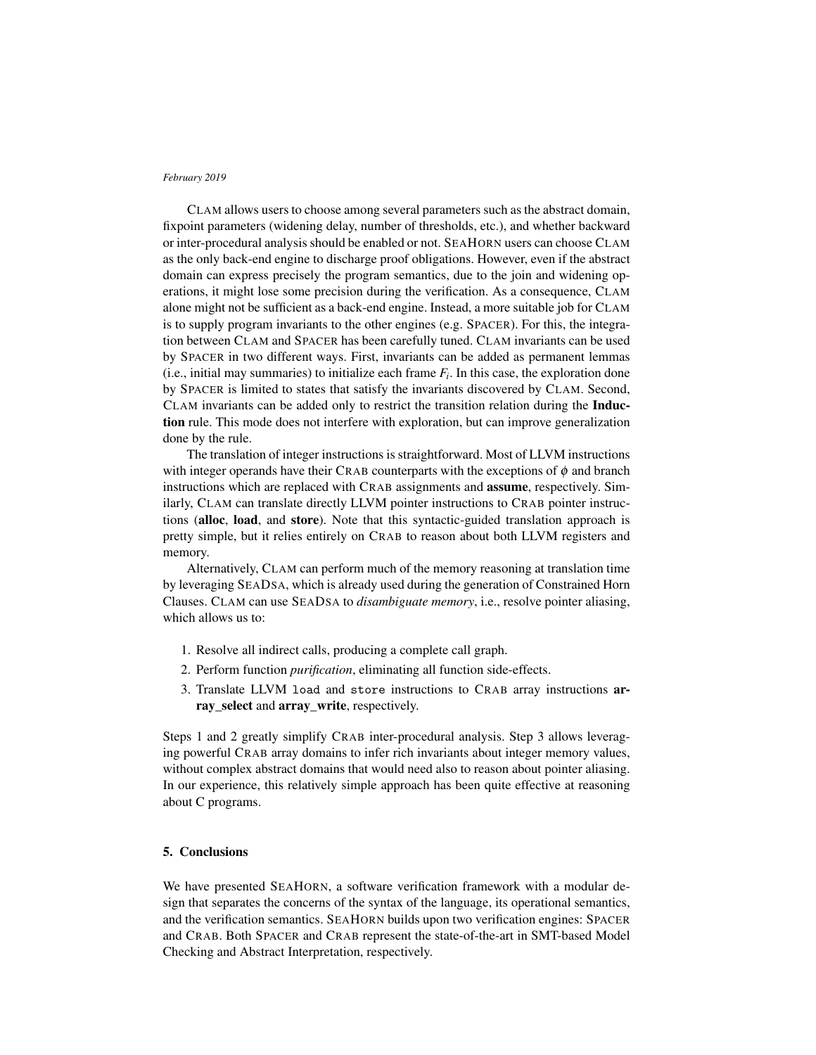CLAM allows users to choose among several parameters such as the abstract domain, fixpoint parameters (widening delay, number of thresholds, etc.), and whether backward or inter-procedural analysis should be enabled or not. SEAHORN users can choose CLAM as the only back-end engine to discharge proof obligations. However, even if the abstract domain can express precisely the program semantics, due to the join and widening operations, it might lose some precision during the verification. As a consequence, CLAM alone might not be sufficient as a back-end engine. Instead, a more suitable job for CLAM is to supply program invariants to the other engines (e.g. SPACER). For this, the integration between CLAM and SPACER has been carefully tuned. CLAM invariants can be used by SPACER in two different ways. First, invariants can be added as permanent lemmas (i.e., initial may summaries) to initialize each frame $F_i$. In this case, the exploration done by SPACER is limited to states that satisfy the invariants discovered by CLAM. Second, CLAM invariants can be added only to restrict the transition relation during the **Induction** rule. This mode does not interfere with exploration, but can improve generalization done by the rule.

The translation of integer instructions is straightforward. Most of LLVM instructions with integer operands have their CRAB counterparts with the exceptions of $\phi$ and branch instructions which are replaced with CRAB assignments and **assume**, respectively. Similarly, CLAM can translate directly LLVM pointer instructions to CRAB pointer instructions (**alloc**, **load**, and **store**). Note that this syntactic-guided translation approach is pretty simple, but it relies entirely on CRAB to reason about both LLVM registers and memory.

Alternatively, CLAM can perform much of the memory reasoning at translation time by leveraging SEADSA, which is already used during the generation of Constrained Horn Clauses. CLAM can use SEADSA to *disambiguate memory*, i.e., resolve pointer aliasing, which allows us to:

1. Resolve all indirect calls, producing a complete call graph.
2. Perform function *purification*, eliminating all function side-effects.
3. Translate LLVM `load` and `store` instructions to CRAB array instructions **array_select** and **array_write**, respectively.

Steps 1 and 2 greatly simplify CRAB inter-procedural analysis. Step 3 allows leveraging powerful CRAB array domains to infer rich invariants about integer memory values, without complex abstract domains that would need also to reason about pointer aliasing. In our experience, this relatively simple approach has been quite effective at reasoning about C programs.

## 5. Conclusions

We have presented SEAHORN, a software verification framework with a modular design that separates the concerns of the syntax of the language, its operational semantics, and the verification semantics. SEAHORN builds upon two verification engines: SPACER and CRAB. Both SPACER and CRAB represent the state-of-the-art in SMT-based Model Checking and Abstract Interpretation, respectively.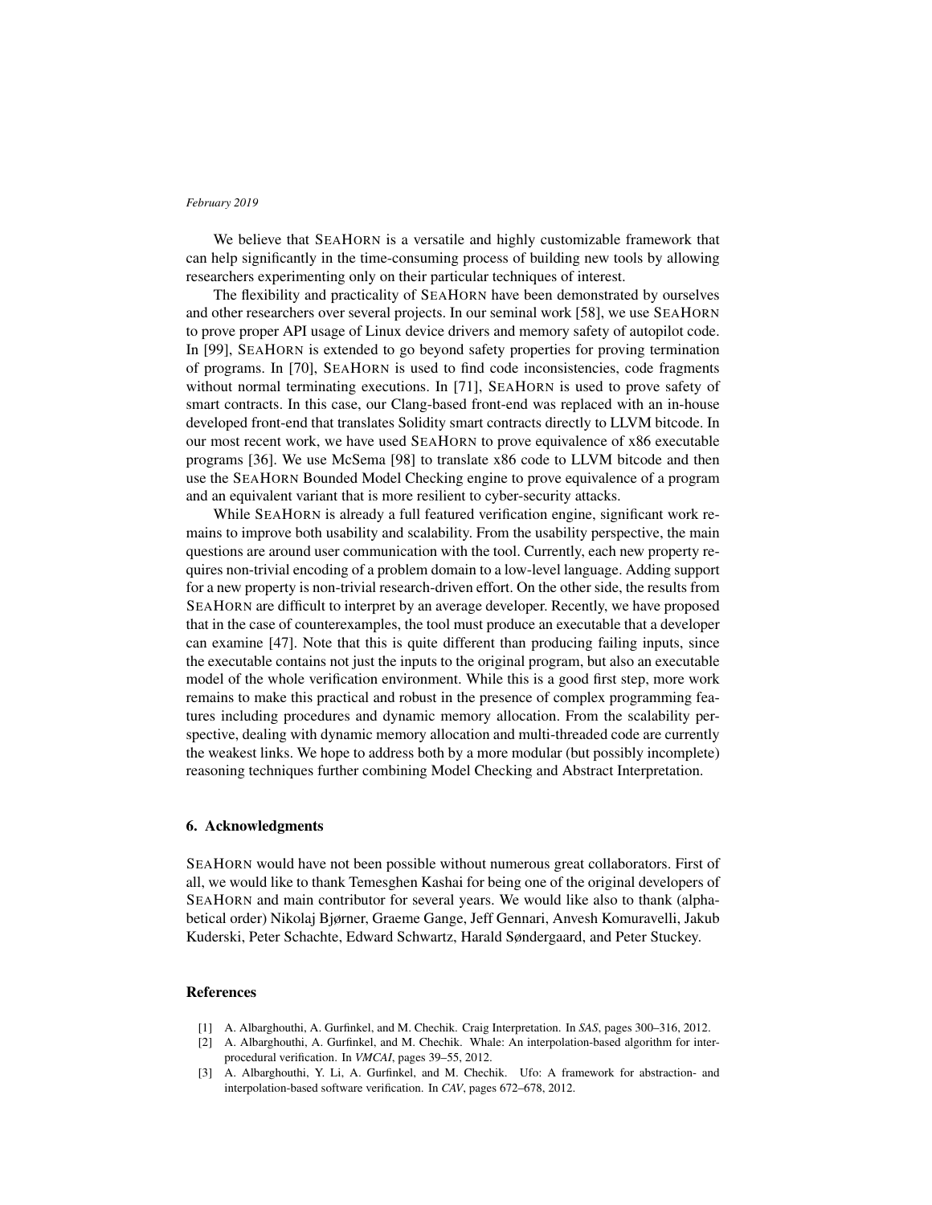We believe that SeaHorn is a versatile and highly customizable framework that can help significantly in the time-consuming process of building new tools by allowing researchers experimenting only on their particular techniques of interest.

The flexibility and practicality of SeaHorn have been demonstrated by ourselves and other researchers over several projects. In our seminal work [58], we use SeaHorn to prove proper API usage of Linux device drivers and memory safety of autopilot code. In [99], SeaHorn is extended to go beyond safety properties for proving termination of programs. In [70], SeaHorn is used to find code inconsistencies, code fragments without normal terminating executions. In [71], SeaHorn is used to prove safety of smart contracts. In this case, our Clang-based front-end was replaced with an in-house developed front-end that translates Solidity smart contracts directly to LLVM bitcode. In our most recent work, we have used SeaHorn to prove equivalence of x86 executable programs [36]. We use McSema [98] to translate x86 code to LLVM bitcode and then use the SeaHorn Bounded Model Checking engine to prove equivalence of a program and an equivalent variant that is more resilient to cyber-security attacks.

While SeaHorn is already a full featured verification engine, significant work remains to improve both usability and scalability. From the usability perspective, the main questions are around user communication with the tool. Currently, each new property requires non-trivial encoding of a problem domain to a low-level language. Adding support for a new property is non-trivial research-driven effort. On the other side, the results from SeaHorn are difficult to interpret by an average developer. Recently, we have proposed that in the case of counterexamples, the tool must produce an executable that a developer can examine [47]. Note that this is quite different than producing failing inputs, since the executable contains not just the inputs to the original program, but also an executable model of the whole verification environment. While this is a good first step, more work remains to make this practical and robust in the presence of complex programming features including procedures and dynamic memory allocation. From the scalability perspective, dealing with dynamic memory allocation and multi-threaded code are currently the weakest links. We hope to address both by a more modular (but possibly incomplete) reasoning techniques further combining Model Checking and Abstract Interpretation.

## 6. Acknowledgments

SeaHorn would have not been possible without numerous great collaborators. First of all, we would like to thank Temesghen Kashai for being one of the original developers of SeaHorn and main contributor for several years. We would like also to thank (alphabetical order) Nikolaj Bjørner, Graeme Gange, Jeff Gennari, Anvesh Komuravelli, Jakub Kuderski, Peter Schachte, Edward Schwartz, Harald Søndergaard, and Peter Stuckey.

## References

[1] A. Albarghouthi, A. Gurfinkel, and M. Chechik. Craig Interpretation. In *SAS*, pages 300–316, 2012.

[2] A. Albarghouthi, A. Gurfinkel, and M. Chechik. Whale: An interpolation-based algorithm for inter-procedural verification. In *VMCAI*, pages 39–55, 2012.

[3] A. Albarghouthi, Y. Li, A. Gurfinkel, and M. Chechik. Ufo: A framework for abstraction- and interpolation-based software verification. In *CAV*, pages 672–678, 2012.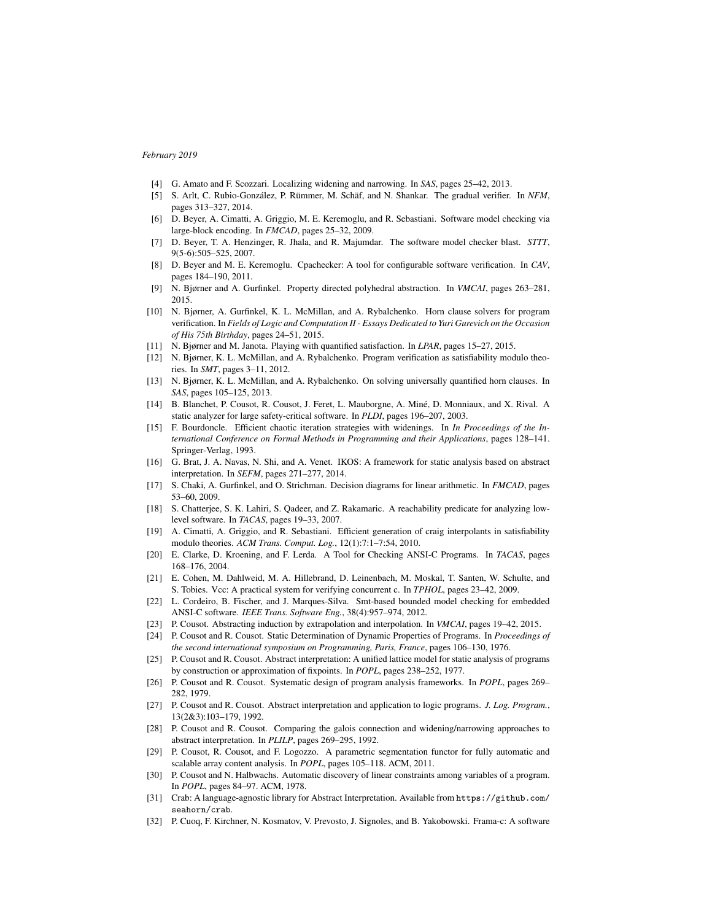- [4] G. Amato and F. Scozzari. Localizing widening and narrowing. In *SAS*, pages 25–42, 2013.
- [5] S. Arlt, C. Rubio-González, P. Rümmer, M. Schäf, and N. Shankar. The gradual verifier. In *NFM*, pages 313–327, 2014.
- [6] D. Beyer, A. Cimatti, A. Griggio, M. E. Keremoglu, and R. Sebastiani. Software model checking via large-block encoding. In *FMCAD*, pages 25–32, 2009.
- [7] D. Beyer, T. A. Henzinger, R. Jhala, and R. Majumdar. The software model checker blast. *STTT*, 9(5-6):505–525, 2007.
- [8] D. Beyer and M. E. Keremoglu. Cpachecker: A tool for configurable software verification. In *CAV*, pages 184–190, 2011.
- [9] N. Bjørner and A. Gurfinkel. Property directed polyhedral abstraction. In *VMCAI*, pages 263–281, 2015.
- [10] N. Bjørner, A. Gurfinkel, K. L. McMillan, and A. Rybalchenko. Horn clause solvers for program verification. In *Fields of Logic and Computation II - Essays Dedicated to Yuri Gurevich on the Occasion of His 75th Birthday*, pages 24–51, 2015.
- [11] N. Bjørner and M. Janota. Playing with quantified satisfaction. In *LPAR*, pages 15–27, 2015.
- [12] N. Bjørner, K. L. McMillan, and A. Rybalchenko. Program verification as satisfiability modulo theories. In *SMT*, pages 3–11, 2012.
- [13] N. Bjørner, K. L. McMillan, and A. Rybalchenko. On solving universally quantified horn clauses. In *SAS*, pages 105–125, 2013.
- [14] B. Blanchet, P. Cousot, R. Cousot, J. Feret, L. Mauborgne, A. Miné, D. Monniaux, and X. Rival. A static analyzer for large safety-critical software. In *PLDI*, pages 196–207, 2003.
- [15] F. Bourdoncle. Efficient chaotic iteration strategies with widenings. In *In Proceedings of the International Conference on Formal Methods in Programming and their Applications*, pages 128–141. Springer-Verlag, 1993.
- [16] G. Brat, J. A. Navas, N. Shi, and A. Venet. IKOS: A framework for static analysis based on abstract interpretation. In *SEFM*, pages 271–277, 2014.
- [17] S. Chaki, A. Gurfinkel, and O. Strichman. Decision diagrams for linear arithmetic. In *FMCAD*, pages 53–60, 2009.
- [18] S. Chatterjee, S. K. Lahiri, S. Qadeer, and Z. Rakamaric. A reachability predicate for analyzing low-level software. In *TACAS*, pages 19–33, 2007.
- [19] A. Cimatti, A. Griggio, and R. Sebastiani. Efficient generation of craig interpolants in satisfiability modulo theories. *ACM Trans. Comput. Log.*, 12(1):7:1–7:54, 2010.
- [20] E. Clarke, D. Kroening, and F. Lerda. A Tool for Checking ANSI-C Programs. In *TACAS*, pages 168–176, 2004.
- [21] E. Cohen, M. Dahlweid, M. A. Hillebrand, D. Leinenbach, M. Moskal, T. Santen, W. Schulte, and S. Tobies. Vcc: A practical system for verifying concurrent c. In *TPHOL*, pages 23–42, 2009.
- [22] L. Cordeiro, B. Fischer, and J. Marques-Silva. Smt-based bounded model checking for embedded ANSI-C software. *IEEE Trans. Software Eng.*, 38(4):957–974, 2012.
- [23] P. Cousot. Abstracting induction by extrapolation and interpolation. In *VMCAI*, pages 19–42, 2015.
- [24] P. Cousot and R. Cousot. Static Determination of Dynamic Properties of Programs. In *Proceedings of the second international symposium on Programming, Paris, France*, pages 106–130, 1976.
- [25] P. Cousot and R. Cousot. Abstract interpretation: A unified lattice model for static analysis of programs by construction or approximation of fixpoints. In *POPL*, pages 238–252, 1977.
- [26] P. Cousot and R. Cousot. Systematic design of program analysis frameworks. In *POPL*, pages 269–282, 1979.
- [27] P. Cousot and R. Cousot. Abstract interpretation and application to logic programs. *J. Log. Program.*, 13(2&3):103–179, 1992.
- [28] P. Cousot and R. Cousot. Comparing the galois connection and widening/narrowing approaches to abstract interpretation. In *PLILP*, pages 269–295, 1992.
- [29] P. Cousot, R. Cousot, and F. Logozzo. A parametric segmentation functor for fully automatic and scalable array content analysis. In *POPL*, pages 105–118. ACM, 2011.
- [30] P. Cousot and N. Halbwachs. Automatic discovery of linear constraints among variables of a program. In *POPL*, pages 84–97. ACM, 1978.
- [31] Crab: A language-agnostic library for Abstract Interpretation. Available from `https://github.com/seahorn/crab`.
- [32] P. Cuoq, F. Kirchner, N. Kosmatov, V. Prevosto, J. Signoles, and B. Yakobowski. Frama-c: A software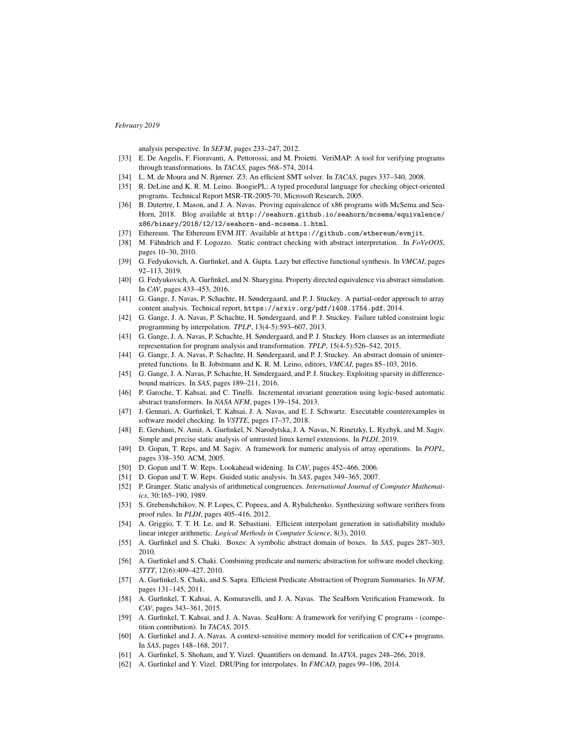analysis perspective. In *SEFM*, pages 233–247, 2012.

[33] E. De Angelis, F. Fioravanti, A. Pettorossi, and M. Proietti. VeriMAP: A tool for verifying programs through transformations. In *TACAS*, pages 568–574, 2014.

[34] L. M. de Moura and N. Bjørner. Z3: An efficient SMT solver. In *TACAS*, pages 337–340, 2008.

[35] R. DeLine and K. R. M. Leino. BoogiePL: A typed procedural language for checking object-oriented programs. Technical Report MSR-TR-2005-70, Microsoft Research, 2005.

[36] B. Dutertre, I. Mason, and J. A. Navas. Proving equivalence of x86 programs with McSema and SeaHorn, 2018. Blog available at `http://seahorn.github.io/seahorn/mcsema/equivalence/x86/binary/2018/12/12/seahorn-and-mcsema.1.html`.

[37] Ethereum. The Ethereum EVM JIT. Available at `https://github.com/ethereum/evmjit`.

[38] M. Fähndrich and F. Logozzo. Static contract checking with abstract interpretation. In *FoVeOOS*, pages 10–30, 2010.

[39] G. Fedyukovich, A. Gurfinkel, and A. Gupta. Lazy but effective functional synthesis. In *VMCAI*, pages 92–113, 2019.

[40] G. Fedyukovich, A. Gurfinkel, and N. Sharygina. Property directed equivalence via abstract simulation. In *CAV*, pages 433–453, 2016.

[41] G. Gange, J. Navas, P. Schachte, H. Søndergaard, and P. J. Stuckey. A partial-order approach to array content analysis. Technical report, `https://arxiv.org/pdf/1408.1754.pdf`, 2014.

[42] G. Gange, J. A. Navas, P. Schachte, H. Søndergaard, and P. J. Stuckey. Failure tabled constraint logic programming by interpolation. *TPLP*, 13(4-5):593–607, 2013.

[43] G. Gange, J. A. Navas, P. Schachte, H. Søndergaard, and P. J. Stuckey. Horn clauses as an intermediate representation for program analysis and transformation. *TPLP*, 15(4-5):526–542, 2015.

[44] G. Gange, J. A. Navas, P. Schachte, H. Søndergaard, and P. J. Stuckey. An abstract domain of uninterpreted functions. In B. Jobstmann and K. R. M. Leino, editors, *VMCAI*, pages 85–103, 2016.

[45] G. Gange, J. A. Navas, P. Schachte, H. Søndergaard, and P. J. Stuckey. Exploiting sparsity in difference-bound matrices. In *SAS*, pages 189–211, 2016.

[46] P. Garoche, T. Kahsai, and C. Tinelli. Incremental invariant generation using logic-based automatic abstract transformers. In *NASA NFM*, pages 139–154, 2013.

[47] J. Gennari, A. Gurfinkel, T. Kahsai, J. A. Navas, and E. J. Schwartz. Executable counterexamples in software model checking. In *VSTTE*, pages 17–37, 2018.

[48] E. Gershuni, N. Amit, A. Gurfinkel, N. Narodytska, J. A. Navas, N. Rinetzky, L. Ryzhyk, and M. Sagiv. Simple and precise static analysis of untrusted linux kernel extensions. In *PLDI*, 2019.

[49] D. Gopan, T. Reps, and M. Sagiv. A framework for numeric analysis of array operations. In *POPL*, pages 338–350. ACM, 2005.

[50] D. Gopan and T. W. Reps. Lookahead widening. In *CAV*, pages 452–466, 2006.

[51] D. Gopan and T. W. Reps. Guided static analysis. In *SAS*, pages 349–365, 2007.

[52] P. Granger. Static analysis of arithmetical congruences. *International Journal of Computer Mathematics*, 30:165–190, 1989.

[53] S. Grebenshchikov, N. P. Lopes, C. Popeea, and A. Rybalchenko. Synthesizing software verifiers from proof rules. In *PLDI*, pages 405–416, 2012.

[54] A. Griggio, T. T. H. Le, and R. Sebastiani. Efficient interpolant generation in satisfiability modulo linear integer arithmetic. *Logical Methods in Computer Science*, 8(3), 2010.

[55] A. Gurfinkel and S. Chaki. Boxes: A symbolic abstract domain of boxes. In *SAS*, pages 287–303, 2010.

[56] A. Gurfinkel and S. Chaki. Combining predicate and numeric abstraction for software model checking. *STTT*, 12(6):409–427, 2010.

[57] A. Gurfinkel, S. Chaki, and S. Sapra. Efficient Predicate Abstraction of Program Summaries. In *NFM*, pages 131–145, 2011.

[58] A. Gurfinkel, T. Kahsai, A. Komuravelli, and J. A. Navas. The SeaHorn Verification Framework. In *CAV*, pages 343–361, 2015.

[59] A. Gurfinkel, T. Kahsai, and J. A. Navas. SeaHorn: A framework for verifying C programs - (competition contribution). In *TACAS*, 2015.

[60] A. Gurfinkel and J. A. Navas. A context-sensitive memory model for verification of C/C++ programs. In *SAS*, pages 148–168, 2017.

[61] A. Gurfinkel, S. Shoham, and Y. Vizel. Quantifiers on demand. In *ATVA*, pages 248–266, 2018.

[62] A. Gurfinkel and Y. Vizel. DRUPing for interpolates. In *FMCAD*, pages 99–106, 2014.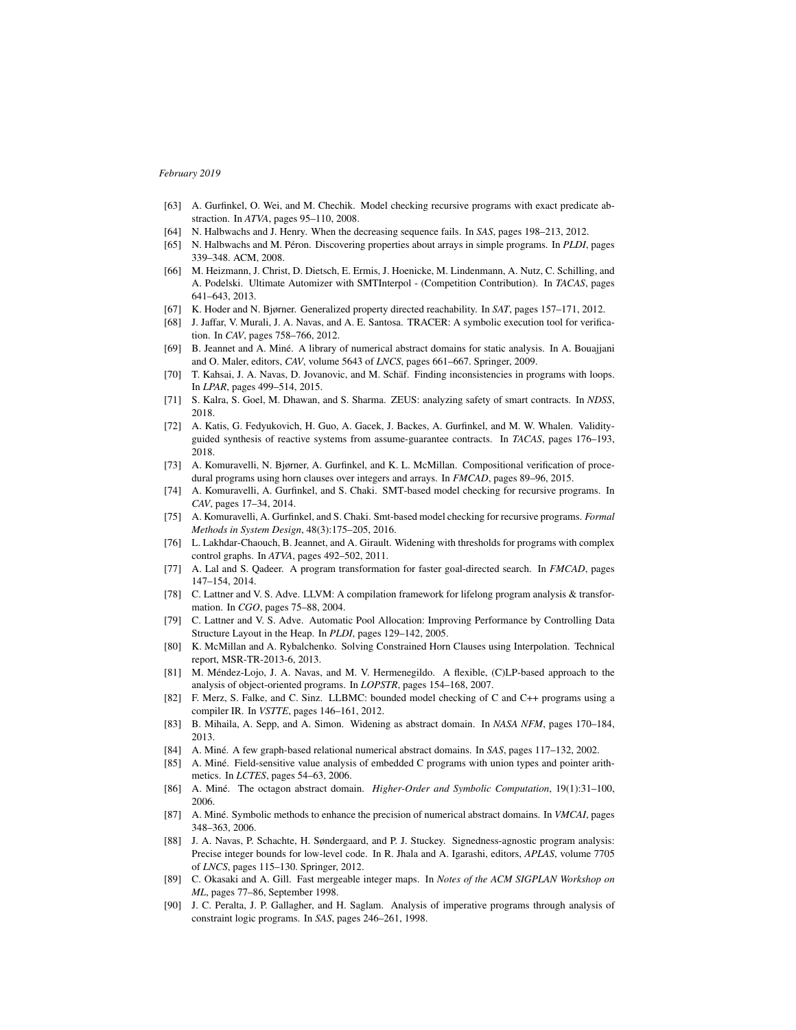- [63] A. Gurfinkel, O. Wei, and M. Chechik. Model checking recursive programs with exact predicate abstraction. In *ATVA*, pages 95–110, 2008.
- [64] N. Halbwachs and J. Henry. When the decreasing sequence fails. In *SAS*, pages 198–213, 2012.
- [65] N. Halbwachs and M. Péron. Discovering properties about arrays in simple programs. In *PLDI*, pages 339–348. ACM, 2008.
- [66] M. Heizmann, J. Christ, D. Dietsch, E. Ermis, J. Hoenicke, M. Lindenmann, A. Nutz, C. Schilling, and A. Podelski. Ultimate Automizer with SMTInterpol - (Competition Contribution). In *TACAS*, pages 641–643, 2013.
- [67] K. Hoder and N. Bjørner. Generalized property directed reachability. In *SAT*, pages 157–171, 2012.
- [68] J. Jaffar, V. Murali, J. A. Navas, and A. E. Santosa. TRACER: A symbolic execution tool for verification. In *CAV*, pages 758–766, 2012.
- [69] B. Jeannet and A. Miné. A library of numerical abstract domains for static analysis. In A. Bouajjani and O. Maler, editors, *CAV*, volume 5643 of *LNCS*, pages 661–667. Springer, 2009.
- [70] T. Kahsai, J. A. Navas, D. Jovanovic, and M. Schäf. Finding inconsistencies in programs with loops. In *LPAR*, pages 499–514, 2015.
- [71] S. Kalra, S. Goel, M. Dhawan, and S. Sharma. ZEUS: analyzing safety of smart contracts. In *NDSS*, 2018.
- [72] A. Katis, G. Fedyukovich, H. Guo, A. Gacek, J. Backes, A. Gurfinkel, and M. W. Whalen. Validity-guided synthesis of reactive systems from assume-guarantee contracts. In *TACAS*, pages 176–193, 2018.
- [73] A. Komuravelli, N. Bjørner, A. Gurfinkel, and K. L. McMillan. Compositional verification of procedural programs using horn clauses over integers and arrays. In *FMCAD*, pages 89–96, 2015.
- [74] A. Komuravelli, A. Gurfinkel, and S. Chaki. SMT-based model checking for recursive programs. In *CAV*, pages 17–34, 2014.
- [75] A. Komuravelli, A. Gurfinkel, and S. Chaki. Smt-based model checking for recursive programs. *Formal Methods in System Design*, 48(3):175–205, 2016.
- [76] L. Lakhdar-Chaouch, B. Jeannet, and A. Girault. Widening with thresholds for programs with complex control graphs. In *ATVA*, pages 492–502, 2011.
- [77] A. Lal and S. Qadeer. A program transformation for faster goal-directed search. In *FMCAD*, pages 147–154, 2014.
- [78] C. Lattner and V. S. Adve. LLVM: A compilation framework for lifelong program analysis & transformation. In *CGO*, pages 75–88, 2004.
- [79] C. Lattner and V. S. Adve. Automatic Pool Allocation: Improving Performance by Controlling Data Structure Layout in the Heap. In *PLDI*, pages 129–142, 2005.
- [80] K. McMillan and A. Rybalchenko. Solving Constrained Horn Clauses using Interpolation. Technical report, MSR-TR-2013-6, 2013.
- [81] M. Méndez-Lojo, J. A. Navas, and M. V. Hermenegildo. A flexible, (C)LP-based approach to the analysis of object-oriented programs. In *LOPSTR*, pages 154–168, 2007.
- [82] F. Merz, S. Falke, and C. Sinz. LLBMC: bounded model checking of C and C++ programs using a compiler IR. In *VSTTE*, pages 146–161, 2012.
- [83] B. Mihaila, A. Sepp, and A. Simon. Widening as abstract domain. In *NASA NFM*, pages 170–184, 2013.
- [84] A. Miné. A few graph-based relational numerical abstract domains. In *SAS*, pages 117–132, 2002.
- [85] A. Miné. Field-sensitive value analysis of embedded C programs with union types and pointer arithmetics. In *LCTES*, pages 54–63, 2006.
- [86] A. Miné. The octagon abstract domain. *Higher-Order and Symbolic Computation*, 19(1):31–100, 2006.
- [87] A. Miné. Symbolic methods to enhance the precision of numerical abstract domains. In *VMCAI*, pages 348–363, 2006.
- [88] J. A. Navas, P. Schachte, H. Søndergaard, and P. J. Stuckey. Signedness-agnostic program analysis: Precise integer bounds for low-level code. In R. Jhala and A. Igarashi, editors, *APLAS*, volume 7705 of *LNCS*, pages 115–130. Springer, 2012.
- [89] C. Okasaki and A. Gill. Fast mergeable integer maps. In *Notes of the ACM SIGPLAN Workshop on ML*, pages 77–86, September 1998.
- [90] J. C. Peralta, J. P. Gallagher, and H. Saglam. Analysis of imperative programs through analysis of constraint logic programs. In *SAS*, pages 246–261, 1998.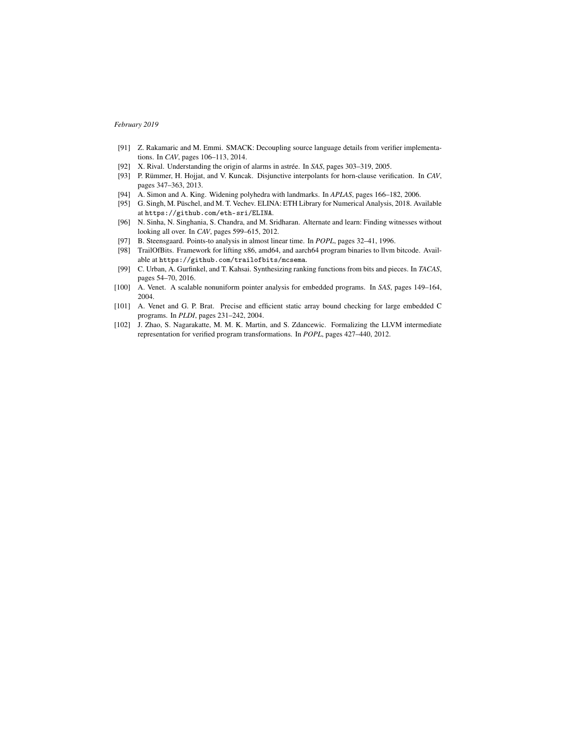- [91] Z. Rakamaric and M. Emmi. SMACK: Decoupling source language details from verifier implementations. In *CAV*, pages 106–113, 2014.
- [92] X. Rival. Understanding the origin of alarms in astrée. In *SAS*, pages 303–319, 2005.
- [93] P. Rümmer, H. Hojjat, and V. Kuncak. Disjunctive interpolants for horn-clause verification. In *CAV*, pages 347–363, 2013.
- [94] A. Simon and A. King. Widening polyhedra with landmarks. In *APLAS*, pages 166–182, 2006.
- [95] G. Singh, M. Püschel, and M. T. Vechev. ELINA: ETH Library for Numerical Analysis, 2018. Available at `https://github.com/eth-sri/ELINA`.
- [96] N. Sinha, N. Singhania, S. Chandra, and M. Sridharan. Alternate and learn: Finding witnesses without looking all over. In *CAV*, pages 599–615, 2012.
- [97] B. Steensgaard. Points-to analysis in almost linear time. In *POPL*, pages 32–41, 1996.
- [98] TrailOfBits. Framework for lifting x86, amd64, and aarch64 program binaries to llvm bitcode. Available at `https://github.com/trailofbits/mcsema`.
- [99] C. Urban, A. Gurfinkel, and T. Kahsai. Synthesizing ranking functions from bits and pieces. In *TACAS*, pages 54–70, 2016.
- [100] A. Venet. A scalable nonuniform pointer analysis for embedded programs. In *SAS*, pages 149–164, 2004.
- [101] A. Venet and G. P. Brat. Precise and efficient static array bound checking for large embedded C programs. In *PLDI*, pages 231–242, 2004.
- [102] J. Zhao, S. Nagarakatte, M. M. K. Martin, and S. Zdancewic. Formalizing the LLVM intermediate representation for verified program transformations. In *POPL*, pages 427–440, 2012.